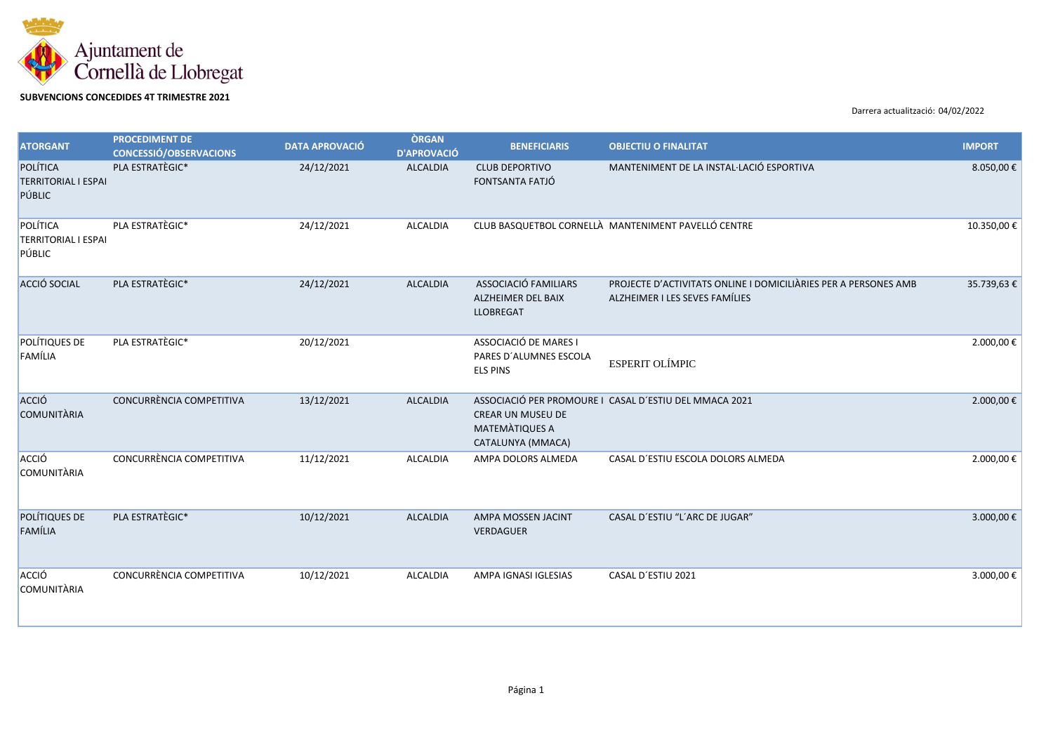Ajuntament de Cornellà de Llobregat

**SUBVENCIONS CONCEDIDES 4T TRIMESTRE 2021**

Darrera actualització: 04/02/2022

| ATORGANT | PROCEDIMENT DE CONCESSIÓ/OBSERVACIONS | DATA APROVACIÓ | ÒRGAN D'APROVACIÓ | BENEFICIARIS | OBJECTIU O FINALITAT | IMPORT |
|---|---|---|---|---|---|---|
| POLÍTICA TERRITORIAL I ESPAI PÚBLIC | PLA ESTRATÈGIC* | 24/12/2021 | ALCALDIA | CLUB DEPORTIVO FONTSANTA FATJÓ | MANTENIMENT DE LA INSTAL·LACIÓ ESPORTIVA | 8.050,00 € |
| POLÍTICA TERRITORIAL I ESPAI PÚBLIC | PLA ESTRATÈGIC* | 24/12/2021 | ALCALDIA | CLUB BASQUETBOL CORNELLÀ | MANTENIMENT PAVELLÓ CENTRE | 10.350,00 € |
| ACCIÓ SOCIAL | PLA ESTRATÈGIC* | 24/12/2021 | ALCALDIA | ASSOCIACIÓ FAMILIARS ALZHEIMER DEL BAIX LLOBREGAT | PROJECTE D'ACTIVITATS ONLINE I DOMICILIÀRIES PER A PERSONES AMB ALZHEIMER I LES SEVES FAMÍLIES | 35.739,63 € |
| POLÍTIQUES DE FAMÍLIA | PLA ESTRATÈGIC* | 20/12/2021 | | ASSOCIACIÓ DE MARES I PARES D´ALUMNES ESCOLA ELS PINS | ESPERIT OLÍMPIC | 2.000,00 € |
| ACCIÓ COMUNITÀRIA | CONCURRÈNCIA COMPETITIVA | 13/12/2021 | ALCALDIA | ASSOCIACIÓ PER PROMOURE I CREAR UN MUSEU DE MATEMÀTIQUES A CATALUNYA (MMACA) | CASAL D´ESTIU DEL MMACA 2021 | 2.000,00 € |
| ACCIÓ COMUNITÀRIA | CONCURRÈNCIA COMPETITIVA | 11/12/2021 | ALCALDIA | AMPA DOLORS ALMEDA | CASAL D´ESTIU ESCOLA DOLORS ALMEDA | 2.000,00 € |
| POLÍTIQUES DE FAMÍLIA | PLA ESTRATÈGIC* | 10/12/2021 | ALCALDIA | AMPA MOSSEN JACINT VERDAGUER | CASAL D´ESTIU "L´ARC DE JUGAR" | 3.000,00 € |
| ACCIÓ COMUNITÀRIA | CONCURRÈNCIA COMPETITIVA | 10/12/2021 | ALCALDIA | AMPA IGNASI IGLESIAS | CASAL D´ESTIU 2021 | 3.000,00 € |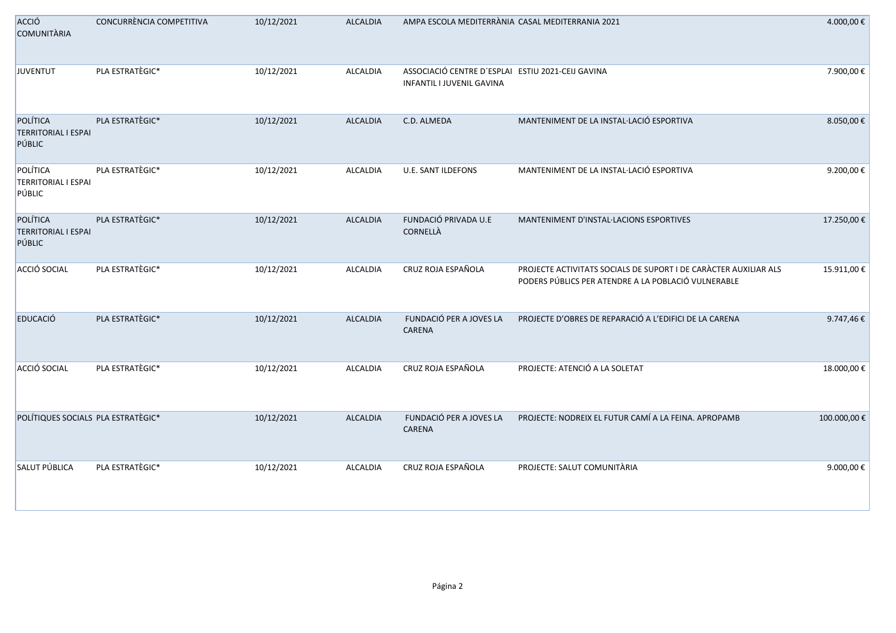| | | | | | | |
|---|---|---|---|---|---|---|
| ACCIÓ COMUNITÀRIA | CONCURRÈNCIA COMPETITIVA | 10/12/2021 | ALCALDIA | AMPA ESCOLA MEDITERRÀNIA | CASAL MEDITERRANIA 2021 | 4.000,00 € |
| JUVENTUT | PLA ESTRATÈGIC* | 10/12/2021 | ALCALDIA | ASSOCIACIÓ CENTRE D´ESPLAI INFANTIL I JUVENIL GAVINA | ESTIU 2021-CEIJ GAVINA | 7.900,00 € |
| POLÍTICA TERRITORIAL I ESPAI PÚBLIC | PLA ESTRATÈGIC* | 10/12/2021 | ALCALDIA | C.D. ALMEDA | MANTENIMENT DE LA INSTAL·LACIÓ ESPORTIVA | 8.050,00 € |
| POLÍTICA TERRITORIAL I ESPAI PÚBLIC | PLA ESTRATÈGIC* | 10/12/2021 | ALCALDIA | U.E. SANT ILDEFONS | MANTENIMENT DE LA INSTAL·LACIÓ ESPORTIVA | 9.200,00 € |
| POLÍTICA TERRITORIAL I ESPAI PÚBLIC | PLA ESTRATÈGIC* | 10/12/2021 | ALCALDIA | FUNDACIÓ PRIVADA U.E CORNELLÀ | MANTENIMENT D'INSTAL·LACIONS ESPORTIVES | 17.250,00 € |
| ACCIÓ SOCIAL | PLA ESTRATÈGIC* | 10/12/2021 | ALCALDIA | CRUZ ROJA ESPAÑOLA | PROJECTE ACTIVITATS SOCIALS DE SUPORT I DE CARÀCTER AUXILIAR ALS PODERS PÚBLICS PER ATENDRE A LA POBLACIÓ VULNERABLE | 15.911,00 € |
| EDUCACIÓ | PLA ESTRATÈGIC* | 10/12/2021 | ALCALDIA | FUNDACIÓ PER A JOVES LA CARENA | PROJECTE D'OBRES DE REPARACIÓ A L'EDIFICI DE LA CARENA | 9.747,46 € |
| ACCIÓ SOCIAL | PLA ESTRATÈGIC* | 10/12/2021 | ALCALDIA | CRUZ ROJA ESPAÑOLA | PROJECTE: ATENCIÓ A LA SOLETAT | 18.000,00 € |
| POLÍTIQUES SOCIALS | PLA ESTRATÈGIC* | 10/12/2021 | ALCALDIA | FUNDACIÓ PER A JOVES LA CARENA | PROJECTE: NODREIX EL FUTUR CAMÍ A LA FEINA. APROPAMB | 100.000,00 € |
| SALUT PÚBLICA | PLA ESTRATÈGIC* | 10/12/2021 | ALCALDIA | CRUZ ROJA ESPAÑOLA | PROJECTE: SALUT COMUNITÀRIA | 9.000,00 € |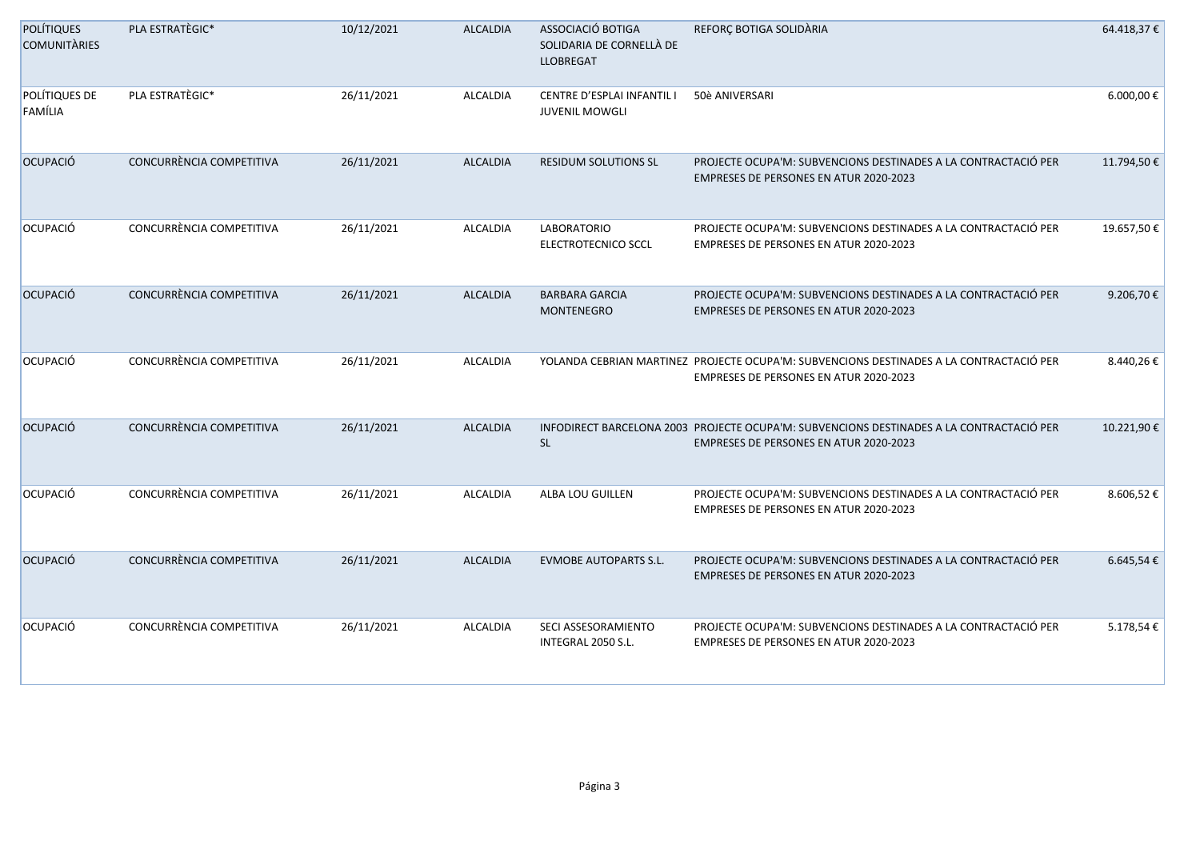| | | | | | | |
|---|---|---|---|---|---|---|
| POLÍTIQUES COMUNITÀRIES | PLA ESTRATÈGIC* | 10/12/2021 | ALCALDIA | ASSOCIACIÓ BOTIGA SOLIDARIA DE CORNELLÀ DE LLOBREGAT | REFORÇ BOTIGA SOLIDÀRIA | 64.418,37 € |
| POLÍTIQUES DE FAMÍLIA | PLA ESTRATÈGIC* | 26/11/2021 | ALCALDIA | CENTRE D'ESPLAI INFANTIL I JUVENIL MOWGLI | 50è ANIVERSARI | 6.000,00 € |
| OCUPACIÓ | CONCURRÈNCIA COMPETITIVA | 26/11/2021 | ALCALDIA | RESIDUM SOLUTIONS SL | PROJECTE OCUPA'M: SUBVENCIONS DESTINADES A LA CONTRACTACIÓ PER EMPRESES DE PERSONES EN ATUR 2020-2023 | 11.794,50 € |
| OCUPACIÓ | CONCURRÈNCIA COMPETITIVA | 26/11/2021 | ALCALDIA | LABORATORIO ELECTROTECNICO SCCL | PROJECTE OCUPA'M: SUBVENCIONS DESTINADES A LA CONTRACTACIÓ PER EMPRESES DE PERSONES EN ATUR 2020-2023 | 19.657,50 € |
| OCUPACIÓ | CONCURRÈNCIA COMPETITIVA | 26/11/2021 | ALCALDIA | BARBARA GARCIA MONTENEGRO | PROJECTE OCUPA'M: SUBVENCIONS DESTINADES A LA CONTRACTACIÓ PER EMPRESES DE PERSONES EN ATUR 2020-2023 | 9.206,70 € |
| OCUPACIÓ | CONCURRÈNCIA COMPETITIVA | 26/11/2021 | ALCALDIA | YOLANDA CEBRIAN MARTINEZ | PROJECTE OCUPA'M: SUBVENCIONS DESTINADES A LA CONTRACTACIÓ PER EMPRESES DE PERSONES EN ATUR 2020-2023 | 8.440,26 € |
| OCUPACIÓ | CONCURRÈNCIA COMPETITIVA | 26/11/2021 | ALCALDIA | INFODIRECT BARCELONA 2003 SL | PROJECTE OCUPA'M: SUBVENCIONS DESTINADES A LA CONTRACTACIÓ PER EMPRESES DE PERSONES EN ATUR 2020-2023 | 10.221,90 € |
| OCUPACIÓ | CONCURRÈNCIA COMPETITIVA | 26/11/2021 | ALCALDIA | ALBA LOU GUILLEN | PROJECTE OCUPA'M: SUBVENCIONS DESTINADES A LA CONTRACTACIÓ PER EMPRESES DE PERSONES EN ATUR 2020-2023 | 8.606,52 € |
| OCUPACIÓ | CONCURRÈNCIA COMPETITIVA | 26/11/2021 | ALCALDIA | EVMOBE AUTOPARTS S.L. | PROJECTE OCUPA'M: SUBVENCIONS DESTINADES A LA CONTRACTACIÓ PER EMPRESES DE PERSONES EN ATUR 2020-2023 | 6.645,54 € |
| OCUPACIÓ | CONCURRÈNCIA COMPETITIVA | 26/11/2021 | ALCALDIA | SECI ASSESORAMIENTO INTEGRAL 2050 S.L. | PROJECTE OCUPA'M: SUBVENCIONS DESTINADES A LA CONTRACTACIÓ PER EMPRESES DE PERSONES EN ATUR 2020-2023 | 5.178,54 € |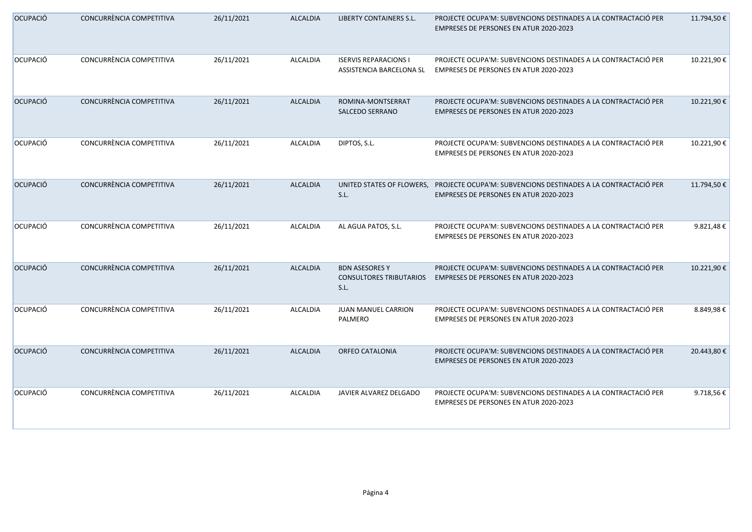| | | | | | | |
|---|---|---|---|---|---|---|
| OCUPACIÓ | CONCURRÈNCIA COMPETITIVA | 26/11/2021 | ALCALDIA | LIBERTY CONTAINERS S.L. | PROJECTE OCUPA'M: SUBVENCIONS DESTINADES A LA CONTRACTACIÓ PER EMPRESES DE PERSONES EN ATUR 2020-2023 | 11.794,50 € |
| OCUPACIÓ | CONCURRÈNCIA COMPETITIVA | 26/11/2021 | ALCALDIA | ISERVIS REPARACIONS I ASSISTENCIA BARCELONA SL | PROJECTE OCUPA'M: SUBVENCIONS DESTINADES A LA CONTRACTACIÓ PER EMPRESES DE PERSONES EN ATUR 2020-2023 | 10.221,90 € |
| OCUPACIÓ | CONCURRÈNCIA COMPETITIVA | 26/11/2021 | ALCALDIA | ROMINA-MONTSERRAT SALCEDO SERRANO | PROJECTE OCUPA'M: SUBVENCIONS DESTINADES A LA CONTRACTACIÓ PER EMPRESES DE PERSONES EN ATUR 2020-2023 | 10.221,90 € |
| OCUPACIÓ | CONCURRÈNCIA COMPETITIVA | 26/11/2021 | ALCALDIA | DIPTOS, S.L. | PROJECTE OCUPA'M: SUBVENCIONS DESTINADES A LA CONTRACTACIÓ PER EMPRESES DE PERSONES EN ATUR 2020-2023 | 10.221,90 € |
| OCUPACIÓ | CONCURRÈNCIA COMPETITIVA | 26/11/2021 | ALCALDIA | UNITED STATES OF FLOWERS, S.L. | PROJECTE OCUPA'M: SUBVENCIONS DESTINADES A LA CONTRACTACIÓ PER EMPRESES DE PERSONES EN ATUR 2020-2023 | 11.794,50 € |
| OCUPACIÓ | CONCURRÈNCIA COMPETITIVA | 26/11/2021 | ALCALDIA | AL AGUA PATOS, S.L. | PROJECTE OCUPA'M: SUBVENCIONS DESTINADES A LA CONTRACTACIÓ PER EMPRESES DE PERSONES EN ATUR 2020-2023 | 9.821,48 € |
| OCUPACIÓ | CONCURRÈNCIA COMPETITIVA | 26/11/2021 | ALCALDIA | BDN ASESORES Y CONSULTORES TRIBUTARIOS S.L. | PROJECTE OCUPA'M: SUBVENCIONS DESTINADES A LA CONTRACTACIÓ PER EMPRESES DE PERSONES EN ATUR 2020-2023 | 10.221,90 € |
| OCUPACIÓ | CONCURRÈNCIA COMPETITIVA | 26/11/2021 | ALCALDIA | JUAN MANUEL CARRION PALMERO | PROJECTE OCUPA'M: SUBVENCIONS DESTINADES A LA CONTRACTACIÓ PER EMPRESES DE PERSONES EN ATUR 2020-2023 | 8.849,98 € |
| OCUPACIÓ | CONCURRÈNCIA COMPETITIVA | 26/11/2021 | ALCALDIA | ORFEO CATALONIA | PROJECTE OCUPA'M: SUBVENCIONS DESTINADES A LA CONTRACTACIÓ PER EMPRESES DE PERSONES EN ATUR 2020-2023 | 20.443,80 € |
| OCUPACIÓ | CONCURRÈNCIA COMPETITIVA | 26/11/2021 | ALCALDIA | JAVIER ALVAREZ DELGADO | PROJECTE OCUPA'M: SUBVENCIONS DESTINADES A LA CONTRACTACIÓ PER EMPRESES DE PERSONES EN ATUR 2020-2023 | 9.718,56 € |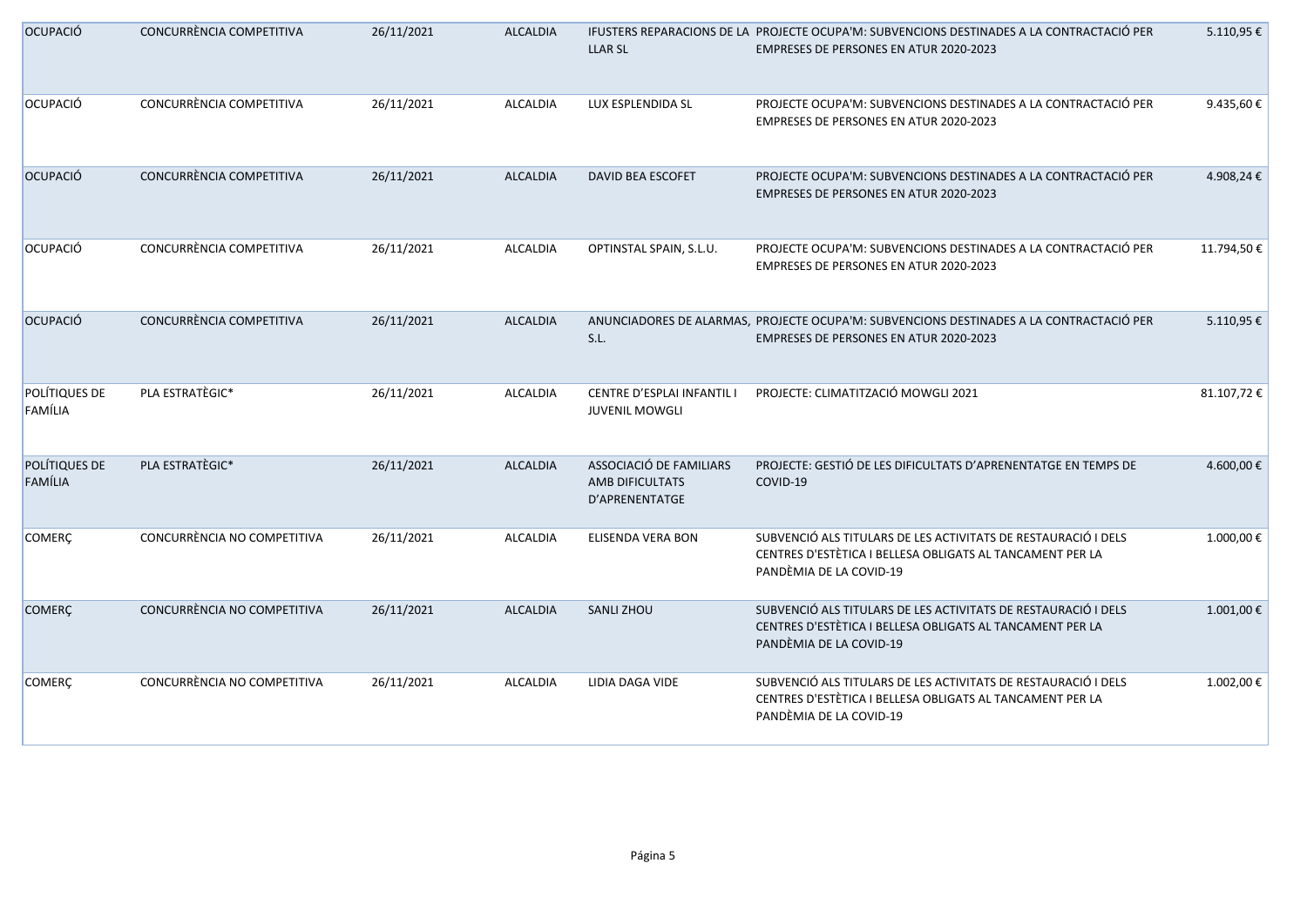| | | | | | | |
|---|---|---|---|---|---|---|
| OCUPACIÓ | CONCURRÈNCIA COMPETITIVA | 26/11/2021 | ALCALDIA | IFUSTERS REPARACIONS DE LA LLAR SL | PROJECTE OCUPA'M: SUBVENCIONS DESTINADES A LA CONTRACTACIÓ PER EMPRESES DE PERSONES EN ATUR 2020-2023 | 5.110,95 € |
| OCUPACIÓ | CONCURRÈNCIA COMPETITIVA | 26/11/2021 | ALCALDIA | LUX ESPLENDIDA SL | PROJECTE OCUPA'M: SUBVENCIONS DESTINADES A LA CONTRACTACIÓ PER EMPRESES DE PERSONES EN ATUR 2020-2023 | 9.435,60 € |
| OCUPACIÓ | CONCURRÈNCIA COMPETITIVA | 26/11/2021 | ALCALDIA | DAVID BEA ESCOFET | PROJECTE OCUPA'M: SUBVENCIONS DESTINADES A LA CONTRACTACIÓ PER EMPRESES DE PERSONES EN ATUR 2020-2023 | 4.908,24 € |
| OCUPACIÓ | CONCURRÈNCIA COMPETITIVA | 26/11/2021 | ALCALDIA | OPTINSTAL SPAIN, S.L.U. | PROJECTE OCUPA'M: SUBVENCIONS DESTINADES A LA CONTRACTACIÓ PER EMPRESES DE PERSONES EN ATUR 2020-2023 | 11.794,50 € |
| OCUPACIÓ | CONCURRÈNCIA COMPETITIVA | 26/11/2021 | ALCALDIA | ANUNCIADORES DE ALARMAS, S.L. | PROJECTE OCUPA'M: SUBVENCIONS DESTINADES A LA CONTRACTACIÓ PER EMPRESES DE PERSONES EN ATUR 2020-2023 | 5.110,95 € |
| POLÍTIQUES DE FAMÍLIA | PLA ESTRATÈGIC* | 26/11/2021 | ALCALDIA | CENTRE D'ESPLAI INFANTIL I JUVENIL MOWGLI | PROJECTE: CLIMATITZACIÓ MOWGLI 2021 | 81.107,72 € |
| POLÍTIQUES DE FAMÍLIA | PLA ESTRATÈGIC* | 26/11/2021 | ALCALDIA | ASSOCIACIÓ DE FAMILIARS AMB DIFICULTATS D'APRENENTATGE | PROJECTE: GESTIÓ DE LES DIFICULTATS D'APRENENTATGE EN TEMPS DE COVID-19 | 4.600,00 € |
| COMERÇ | CONCURRÈNCIA NO COMPETITIVA | 26/11/2021 | ALCALDIA | ELISENDA VERA BON | SUBVENCIÓ ALS TITULARS DE LES ACTIVITATS DE RESTAURACIÓ I DELS CENTRES D'ESTÈTICA I BELLESA OBLIGATS AL TANCAMENT PER LA PANDÈMIA DE LA COVID-19 | 1.000,00 € |
| COMERÇ | CONCURRÈNCIA NO COMPETITIVA | 26/11/2021 | ALCALDIA | SANLI ZHOU | SUBVENCIÓ ALS TITULARS DE LES ACTIVITATS DE RESTAURACIÓ I DELS CENTRES D'ESTÈTICA I BELLESA OBLIGATS AL TANCAMENT PER LA PANDÈMIA DE LA COVID-19 | 1.001,00 € |
| COMERÇ | CONCURRÈNCIA NO COMPETITIVA | 26/11/2021 | ALCALDIA | LIDIA DAGA VIDE | SUBVENCIÓ ALS TITULARS DE LES ACTIVITATS DE RESTAURACIÓ I DELS CENTRES D'ESTÈTICA I BELLESA OBLIGATS AL TANCAMENT PER LA PANDÈMIA DE LA COVID-19 | 1.002,00 € |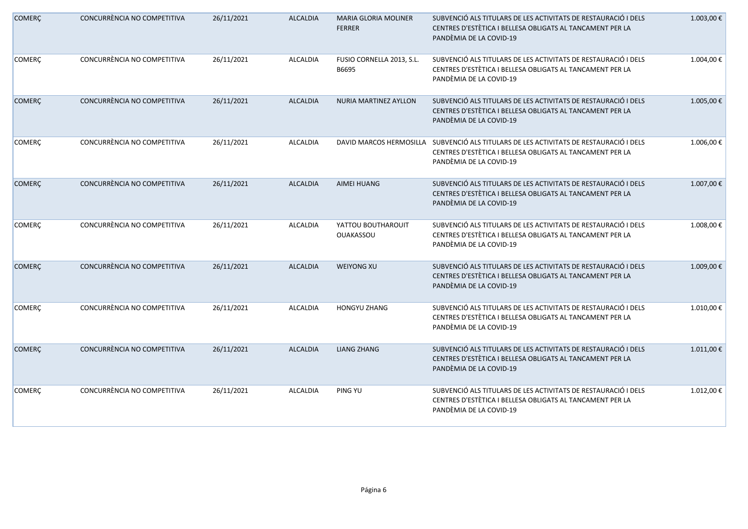| | | | | | | |
|---|---|---|---|---|---|---|
| COMERÇ | CONCURRÈNCIA NO COMPETITIVA | 26/11/2021 | ALCALDIA | MARIA GLORIA MOLINER FERRER | SUBVENCIÓ ALS TITULARS DE LES ACTIVITATS DE RESTAURACIÓ I DELS CENTRES D'ESTÈTICA I BELLESA OBLIGATS AL TANCAMENT PER LA PANDÈMIA DE LA COVID-19 | 1.003,00 € |
| COMERÇ | CONCURRÈNCIA NO COMPETITIVA | 26/11/2021 | ALCALDIA | FUSIO CORNELLA 2013, S.L. B6695 | SUBVENCIÓ ALS TITULARS DE LES ACTIVITATS DE RESTAURACIÓ I DELS CENTRES D'ESTÈTICA I BELLESA OBLIGATS AL TANCAMENT PER LA PANDÈMIA DE LA COVID-19 | 1.004,00 € |
| COMERÇ | CONCURRÈNCIA NO COMPETITIVA | 26/11/2021 | ALCALDIA | NURIA MARTINEZ AYLLON | SUBVENCIÓ ALS TITULARS DE LES ACTIVITATS DE RESTAURACIÓ I DELS CENTRES D'ESTÈTICA I BELLESA OBLIGATS AL TANCAMENT PER LA PANDÈMIA DE LA COVID-19 | 1.005,00 € |
| COMERÇ | CONCURRÈNCIA NO COMPETITIVA | 26/11/2021 | ALCALDIA | DAVID MARCOS HERMOSILLA | SUBVENCIÓ ALS TITULARS DE LES ACTIVITATS DE RESTAURACIÓ I DELS CENTRES D'ESTÈTICA I BELLESA OBLIGATS AL TANCAMENT PER LA PANDÈMIA DE LA COVID-19 | 1.006,00 € |
| COMERÇ | CONCURRÈNCIA NO COMPETITIVA | 26/11/2021 | ALCALDIA | AIMEI HUANG | SUBVENCIÓ ALS TITULARS DE LES ACTIVITATS DE RESTAURACIÓ I DELS CENTRES D'ESTÈTICA I BELLESA OBLIGATS AL TANCAMENT PER LA PANDÈMIA DE LA COVID-19 | 1.007,00 € |
| COMERÇ | CONCURRÈNCIA NO COMPETITIVA | 26/11/2021 | ALCALDIA | YATTOU BOUTHAROUIT OUAKASSOU | SUBVENCIÓ ALS TITULARS DE LES ACTIVITATS DE RESTAURACIÓ I DELS CENTRES D'ESTÈTICA I BELLESA OBLIGATS AL TANCAMENT PER LA PANDÈMIA DE LA COVID-19 | 1.008,00 € |
| COMERÇ | CONCURRÈNCIA NO COMPETITIVA | 26/11/2021 | ALCALDIA | WEIYONG XU | SUBVENCIÓ ALS TITULARS DE LES ACTIVITATS DE RESTAURACIÓ I DELS CENTRES D'ESTÈTICA I BELLESA OBLIGATS AL TANCAMENT PER LA PANDÈMIA DE LA COVID-19 | 1.009,00 € |
| COMERÇ | CONCURRÈNCIA NO COMPETITIVA | 26/11/2021 | ALCALDIA | HONGYU ZHANG | SUBVENCIÓ ALS TITULARS DE LES ACTIVITATS DE RESTAURACIÓ I DELS CENTRES D'ESTÈTICA I BELLESA OBLIGATS AL TANCAMENT PER LA PANDÈMIA DE LA COVID-19 | 1.010,00 € |
| COMERÇ | CONCURRÈNCIA NO COMPETITIVA | 26/11/2021 | ALCALDIA | LIANG ZHANG | SUBVENCIÓ ALS TITULARS DE LES ACTIVITATS DE RESTAURACIÓ I DELS CENTRES D'ESTÈTICA I BELLESA OBLIGATS AL TANCAMENT PER LA PANDÈMIA DE LA COVID-19 | 1.011,00 € |
| COMERÇ | CONCURRÈNCIA NO COMPETITIVA | 26/11/2021 | ALCALDIA | PING YU | SUBVENCIÓ ALS TITULARS DE LES ACTIVITATS DE RESTAURACIÓ I DELS CENTRES D'ESTÈTICA I BELLESA OBLIGATS AL TANCAMENT PER LA PANDÈMIA DE LA COVID-19 | 1.012,00 € |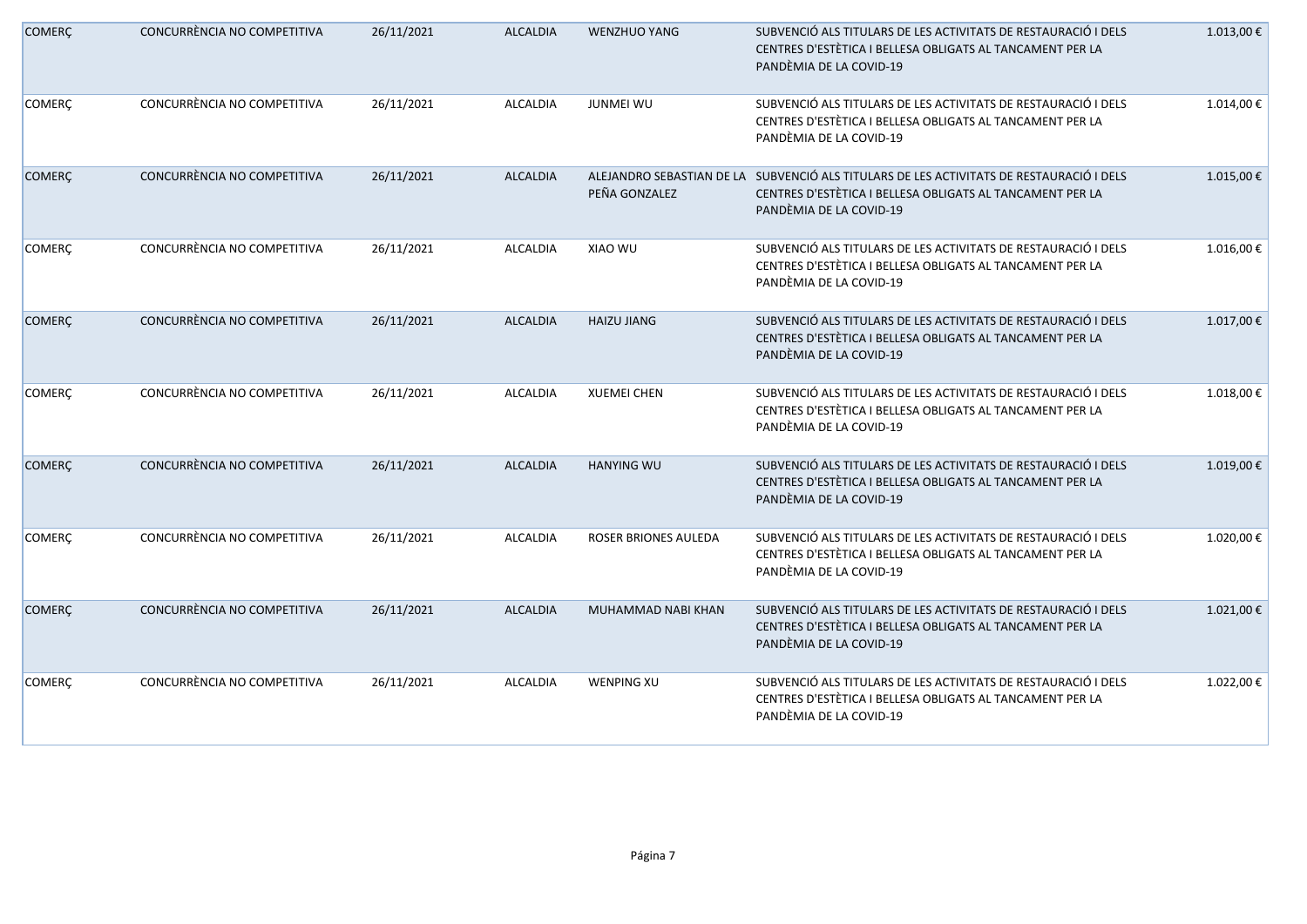| COMERÇ | CONCURRÈNCIA NO COMPETITIVA | 26/11/2021 | ALCALDIA | WENZHUO YANG | SUBVENCIÓ ALS TITULARS DE LES ACTIVITATS DE RESTAURACIÓ I DELS CENTRES D'ESTÈTICA I BELLESA OBLIGATS AL TANCAMENT PER LA PANDÈMIA DE LA COVID-19 | 1.013,00 € |
|---|---|---|---|---|---|---|
| COMERÇ | CONCURRÈNCIA NO COMPETITIVA | 26/11/2021 | ALCALDIA | JUNMEI WU | SUBVENCIÓ ALS TITULARS DE LES ACTIVITATS DE RESTAURACIÓ I DELS CENTRES D'ESTÈTICA I BELLESA OBLIGATS AL TANCAMENT PER LA PANDÈMIA DE LA COVID-19 | 1.014,00 € |
| COMERÇ | CONCURRÈNCIA NO COMPETITIVA | 26/11/2021 | ALCALDIA | ALEJANDRO SEBASTIAN DE LA PEÑA GONZALEZ | SUBVENCIÓ ALS TITULARS DE LES ACTIVITATS DE RESTAURACIÓ I DELS CENTRES D'ESTÈTICA I BELLESA OBLIGATS AL TANCAMENT PER LA PANDÈMIA DE LA COVID-19 | 1.015,00 € |
| COMERÇ | CONCURRÈNCIA NO COMPETITIVA | 26/11/2021 | ALCALDIA | XIAO WU | SUBVENCIÓ ALS TITULARS DE LES ACTIVITATS DE RESTAURACIÓ I DELS CENTRES D'ESTÈTICA I BELLESA OBLIGATS AL TANCAMENT PER LA PANDÈMIA DE LA COVID-19 | 1.016,00 € |
| COMERÇ | CONCURRÈNCIA NO COMPETITIVA | 26/11/2021 | ALCALDIA | HAIZU JIANG | SUBVENCIÓ ALS TITULARS DE LES ACTIVITATS DE RESTAURACIÓ I DELS CENTRES D'ESTÈTICA I BELLESA OBLIGATS AL TANCAMENT PER LA PANDÈMIA DE LA COVID-19 | 1.017,00 € |
| COMERÇ | CONCURRÈNCIA NO COMPETITIVA | 26/11/2021 | ALCALDIA | XUEMEI CHEN | SUBVENCIÓ ALS TITULARS DE LES ACTIVITATS DE RESTAURACIÓ I DELS CENTRES D'ESTÈTICA I BELLESA OBLIGATS AL TANCAMENT PER LA PANDÈMIA DE LA COVID-19 | 1.018,00 € |
| COMERÇ | CONCURRÈNCIA NO COMPETITIVA | 26/11/2021 | ALCALDIA | HANYING WU | SUBVENCIÓ ALS TITULARS DE LES ACTIVITATS DE RESTAURACIÓ I DELS CENTRES D'ESTÈTICA I BELLESA OBLIGATS AL TANCAMENT PER LA PANDÈMIA DE LA COVID-19 | 1.019,00 € |
| COMERÇ | CONCURRÈNCIA NO COMPETITIVA | 26/11/2021 | ALCALDIA | ROSER BRIONES AULEDA | SUBVENCIÓ ALS TITULARS DE LES ACTIVITATS DE RESTAURACIÓ I DELS CENTRES D'ESTÈTICA I BELLESA OBLIGATS AL TANCAMENT PER LA PANDÈMIA DE LA COVID-19 | 1.020,00 € |
| COMERÇ | CONCURRÈNCIA NO COMPETITIVA | 26/11/2021 | ALCALDIA | MUHAMMAD NABI KHAN | SUBVENCIÓ ALS TITULARS DE LES ACTIVITATS DE RESTAURACIÓ I DELS CENTRES D'ESTÈTICA I BELLESA OBLIGATS AL TANCAMENT PER LA PANDÈMIA DE LA COVID-19 | 1.021,00 € |
| COMERÇ | CONCURRÈNCIA NO COMPETITIVA | 26/11/2021 | ALCALDIA | WENPING XU | SUBVENCIÓ ALS TITULARS DE LES ACTIVITATS DE RESTAURACIÓ I DELS CENTRES D'ESTÈTICA I BELLESA OBLIGATS AL TANCAMENT PER LA PANDÈMIA DE LA COVID-19 | 1.022,00 € |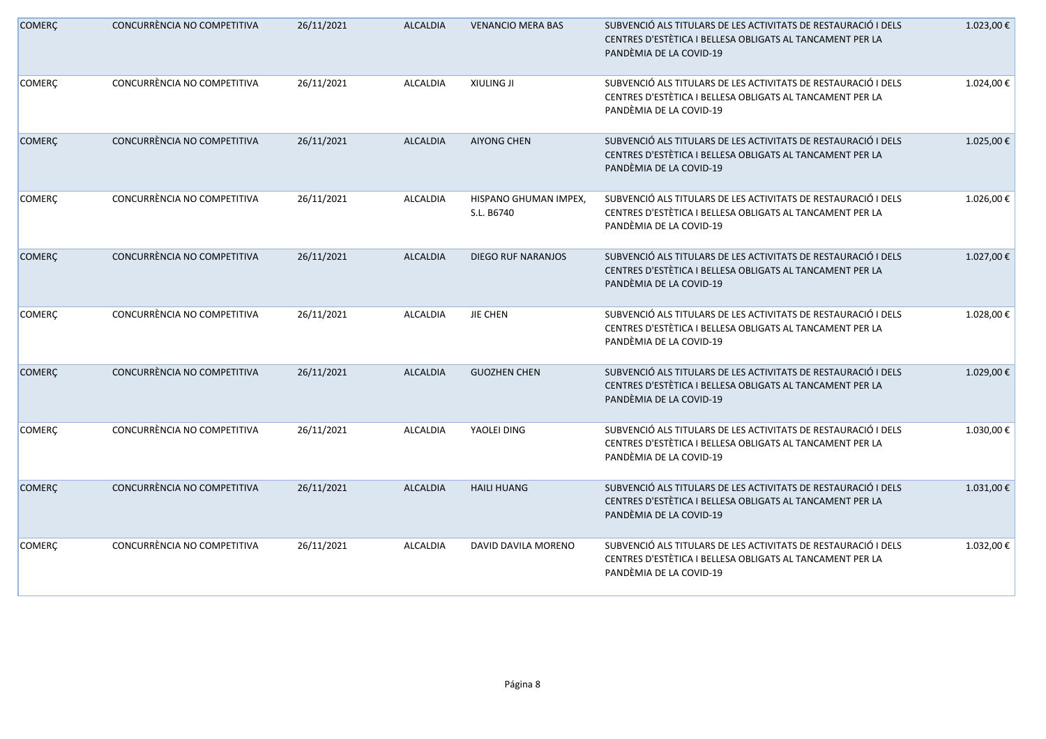| | | | | | | |
|---|---|---|---|---|---|---|
| COMERÇ | CONCURRÈNCIA NO COMPETITIVA | 26/11/2021 | ALCALDIA | VENANCIO MERA BAS | SUBVENCIÓ ALS TITULARS DE LES ACTIVITATS DE RESTAURACIÓ I DELS CENTRES D'ESTÈTICA I BELLESA OBLIGATS AL TANCAMENT PER LA PANDÈMIA DE LA COVID-19 | 1.023,00 € |
| COMERÇ | CONCURRÈNCIA NO COMPETITIVA | 26/11/2021 | ALCALDIA | XIULING JI | SUBVENCIÓ ALS TITULARS DE LES ACTIVITATS DE RESTAURACIÓ I DELS CENTRES D'ESTÈTICA I BELLESA OBLIGATS AL TANCAMENT PER LA PANDÈMIA DE LA COVID-19 | 1.024,00 € |
| COMERÇ | CONCURRÈNCIA NO COMPETITIVA | 26/11/2021 | ALCALDIA | AIYONG CHEN | SUBVENCIÓ ALS TITULARS DE LES ACTIVITATS DE RESTAURACIÓ I DELS CENTRES D'ESTÈTICA I BELLESA OBLIGATS AL TANCAMENT PER LA PANDÈMIA DE LA COVID-19 | 1.025,00 € |
| COMERÇ | CONCURRÈNCIA NO COMPETITIVA | 26/11/2021 | ALCALDIA | HISPANO GHUMAN IMPEX, S.L. B6740 | SUBVENCIÓ ALS TITULARS DE LES ACTIVITATS DE RESTAURACIÓ I DELS CENTRES D'ESTÈTICA I BELLESA OBLIGATS AL TANCAMENT PER LA PANDÈMIA DE LA COVID-19 | 1.026,00 € |
| COMERÇ | CONCURRÈNCIA NO COMPETITIVA | 26/11/2021 | ALCALDIA | DIEGO RUF NARANJOS | SUBVENCIÓ ALS TITULARS DE LES ACTIVITATS DE RESTAURACIÓ I DELS CENTRES D'ESTÈTICA I BELLESA OBLIGATS AL TANCAMENT PER LA PANDÈMIA DE LA COVID-19 | 1.027,00 € |
| COMERÇ | CONCURRÈNCIA NO COMPETITIVA | 26/11/2021 | ALCALDIA | JIE CHEN | SUBVENCIÓ ALS TITULARS DE LES ACTIVITATS DE RESTAURACIÓ I DELS CENTRES D'ESTÈTICA I BELLESA OBLIGATS AL TANCAMENT PER LA PANDÈMIA DE LA COVID-19 | 1.028,00 € |
| COMERÇ | CONCURRÈNCIA NO COMPETITIVA | 26/11/2021 | ALCALDIA | GUOZHEN CHEN | SUBVENCIÓ ALS TITULARS DE LES ACTIVITATS DE RESTAURACIÓ I DELS CENTRES D'ESTÈTICA I BELLESA OBLIGATS AL TANCAMENT PER LA PANDÈMIA DE LA COVID-19 | 1.029,00 € |
| COMERÇ | CONCURRÈNCIA NO COMPETITIVA | 26/11/2021 | ALCALDIA | YAOLEI DING | SUBVENCIÓ ALS TITULARS DE LES ACTIVITATS DE RESTAURACIÓ I DELS CENTRES D'ESTÈTICA I BELLESA OBLIGATS AL TANCAMENT PER LA PANDÈMIA DE LA COVID-19 | 1.030,00 € |
| COMERÇ | CONCURRÈNCIA NO COMPETITIVA | 26/11/2021 | ALCALDIA | HAILI HUANG | SUBVENCIÓ ALS TITULARS DE LES ACTIVITATS DE RESTAURACIÓ I DELS CENTRES D'ESTÈTICA I BELLESA OBLIGATS AL TANCAMENT PER LA PANDÈMIA DE LA COVID-19 | 1.031,00 € |
| COMERÇ | CONCURRÈNCIA NO COMPETITIVA | 26/11/2021 | ALCALDIA | DAVID DAVILA MORENO | SUBVENCIÓ ALS TITULARS DE LES ACTIVITATS DE RESTAURACIÓ I DELS CENTRES D'ESTÈTICA I BELLESA OBLIGATS AL TANCAMENT PER LA PANDÈMIA DE LA COVID-19 | 1.032,00 € |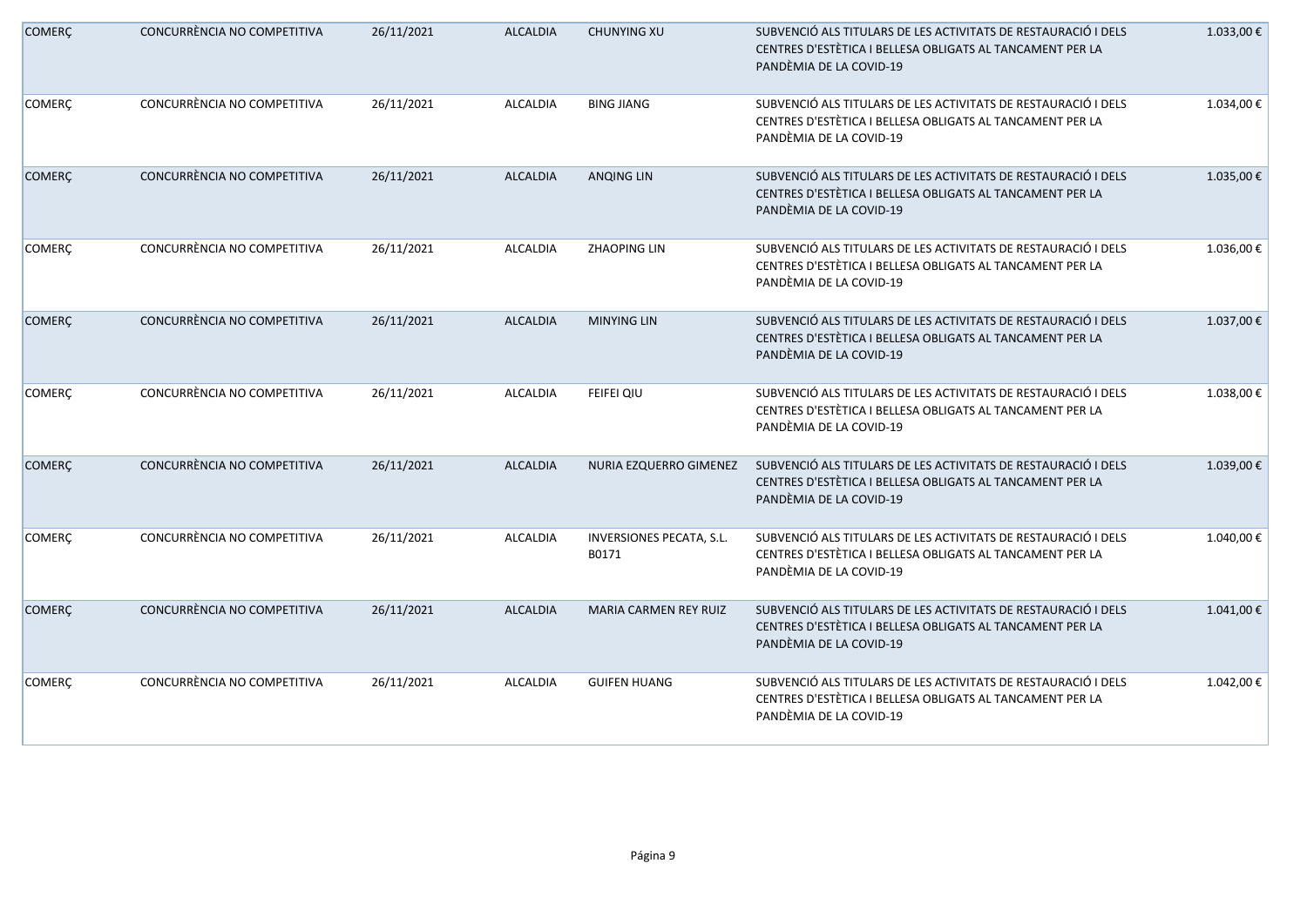| | | | | | | |
|---|---|---|---|---|---|---|
| COMERÇ | CONCURRÈNCIA NO COMPETITIVA | 26/11/2021 | ALCALDIA | CHUNYING XU | SUBVENCIÓ ALS TITULARS DE LES ACTIVITATS DE RESTAURACIÓ I DELS CENTRES D'ESTÈTICA I BELLESA OBLIGATS AL TANCAMENT PER LA PANDÈMIA DE LA COVID-19 | 1.033,00 € |
| COMERÇ | CONCURRÈNCIA NO COMPETITIVA | 26/11/2021 | ALCALDIA | BING JIANG | SUBVENCIÓ ALS TITULARS DE LES ACTIVITATS DE RESTAURACIÓ I DELS CENTRES D'ESTÈTICA I BELLESA OBLIGATS AL TANCAMENT PER LA PANDÈMIA DE LA COVID-19 | 1.034,00 € |
| COMERÇ | CONCURRÈNCIA NO COMPETITIVA | 26/11/2021 | ALCALDIA | ANQING LIN | SUBVENCIÓ ALS TITULARS DE LES ACTIVITATS DE RESTAURACIÓ I DELS CENTRES D'ESTÈTICA I BELLESA OBLIGATS AL TANCAMENT PER LA PANDÈMIA DE LA COVID-19 | 1.035,00 € |
| COMERÇ | CONCURRÈNCIA NO COMPETITIVA | 26/11/2021 | ALCALDIA | ZHAOPING LIN | SUBVENCIÓ ALS TITULARS DE LES ACTIVITATS DE RESTAURACIÓ I DELS CENTRES D'ESTÈTICA I BELLESA OBLIGATS AL TANCAMENT PER LA PANDÈMIA DE LA COVID-19 | 1.036,00 € |
| COMERÇ | CONCURRÈNCIA NO COMPETITIVA | 26/11/2021 | ALCALDIA | MINYING LIN | SUBVENCIÓ ALS TITULARS DE LES ACTIVITATS DE RESTAURACIÓ I DELS CENTRES D'ESTÈTICA I BELLESA OBLIGATS AL TANCAMENT PER LA PANDÈMIA DE LA COVID-19 | 1.037,00 € |
| COMERÇ | CONCURRÈNCIA NO COMPETITIVA | 26/11/2021 | ALCALDIA | FEIFEI QIU | SUBVENCIÓ ALS TITULARS DE LES ACTIVITATS DE RESTAURACIÓ I DELS CENTRES D'ESTÈTICA I BELLESA OBLIGATS AL TANCAMENT PER LA PANDÈMIA DE LA COVID-19 | 1.038,00 € |
| COMERÇ | CONCURRÈNCIA NO COMPETITIVA | 26/11/2021 | ALCALDIA | NURIA EZQUERRO GIMENEZ | SUBVENCIÓ ALS TITULARS DE LES ACTIVITATS DE RESTAURACIÓ I DELS CENTRES D'ESTÈTICA I BELLESA OBLIGATS AL TANCAMENT PER LA PANDÈMIA DE LA COVID-19 | 1.039,00 € |
| COMERÇ | CONCURRÈNCIA NO COMPETITIVA | 26/11/2021 | ALCALDIA | INVERSIONES PECATA, S.L. B0171 | SUBVENCIÓ ALS TITULARS DE LES ACTIVITATS DE RESTAURACIÓ I DELS CENTRES D'ESTÈTICA I BELLESA OBLIGATS AL TANCAMENT PER LA PANDÈMIA DE LA COVID-19 | 1.040,00 € |
| COMERÇ | CONCURRÈNCIA NO COMPETITIVA | 26/11/2021 | ALCALDIA | MARIA CARMEN REY RUIZ | SUBVENCIÓ ALS TITULARS DE LES ACTIVITATS DE RESTAURACIÓ I DELS CENTRES D'ESTÈTICA I BELLESA OBLIGATS AL TANCAMENT PER LA PANDÈMIA DE LA COVID-19 | 1.041,00 € |
| COMERÇ | CONCURRÈNCIA NO COMPETITIVA | 26/11/2021 | ALCALDIA | GUIFEN HUANG | SUBVENCIÓ ALS TITULARS DE LES ACTIVITATS DE RESTAURACIÓ I DELS CENTRES D'ESTÈTICA I BELLESA OBLIGATS AL TANCAMENT PER LA PANDÈMIA DE LA COVID-19 | 1.042,00 € |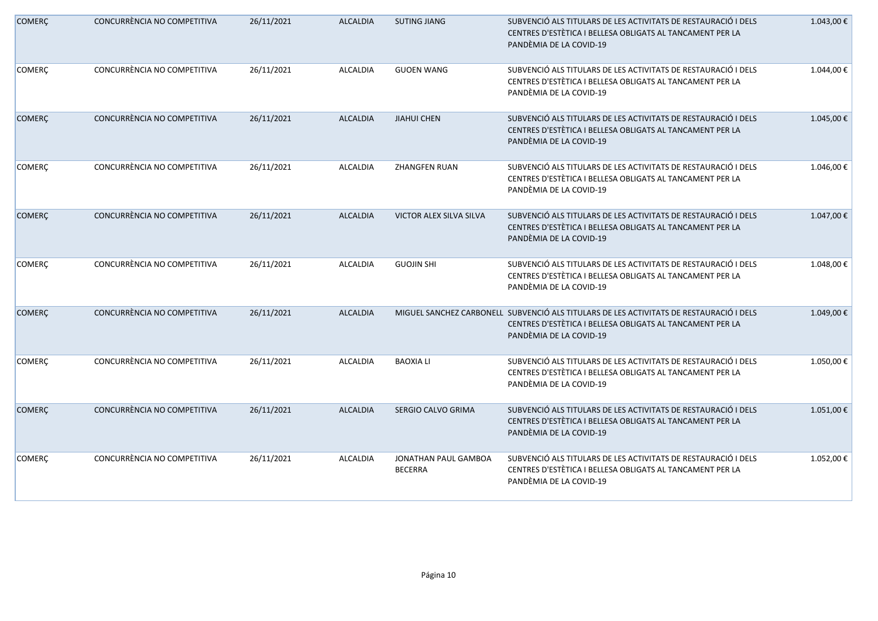| COMERÇ | CONCURRÈNCIA NO COMPETITIVA | 26/11/2021 | ALCALDIA | SUTING JIANG | SUBVENCIÓ ALS TITULARS DE LES ACTIVITATS DE RESTAURACIÓ I DELS CENTRES D'ESTÈTICA I BELLESA OBLIGATS AL TANCAMENT PER LA PANDÈMIA DE LA COVID-19 | 1.043,00 € |
|---|---|---|---|---|---|---|
| COMERÇ | CONCURRÈNCIA NO COMPETITIVA | 26/11/2021 | ALCALDIA | GUOEN WANG | SUBVENCIÓ ALS TITULARS DE LES ACTIVITATS DE RESTAURACIÓ I DELS CENTRES D'ESTÈTICA I BELLESA OBLIGATS AL TANCAMENT PER LA PANDÈMIA DE LA COVID-19 | 1.044,00 € |
| COMERÇ | CONCURRÈNCIA NO COMPETITIVA | 26/11/2021 | ALCALDIA | JIAHUI CHEN | SUBVENCIÓ ALS TITULARS DE LES ACTIVITATS DE RESTAURACIÓ I DELS CENTRES D'ESTÈTICA I BELLESA OBLIGATS AL TANCAMENT PER LA PANDÈMIA DE LA COVID-19 | 1.045,00 € |
| COMERÇ | CONCURRÈNCIA NO COMPETITIVA | 26/11/2021 | ALCALDIA | ZHANGFEN RUAN | SUBVENCIÓ ALS TITULARS DE LES ACTIVITATS DE RESTAURACIÓ I DELS CENTRES D'ESTÈTICA I BELLESA OBLIGATS AL TANCAMENT PER LA PANDÈMIA DE LA COVID-19 | 1.046,00 € |
| COMERÇ | CONCURRÈNCIA NO COMPETITIVA | 26/11/2021 | ALCALDIA | VICTOR ALEX SILVA SILVA | SUBVENCIÓ ALS TITULARS DE LES ACTIVITATS DE RESTAURACIÓ I DELS CENTRES D'ESTÈTICA I BELLESA OBLIGATS AL TANCAMENT PER LA PANDÈMIA DE LA COVID-19 | 1.047,00 € |
| COMERÇ | CONCURRÈNCIA NO COMPETITIVA | 26/11/2021 | ALCALDIA | GUOJIN SHI | SUBVENCIÓ ALS TITULARS DE LES ACTIVITATS DE RESTAURACIÓ I DELS CENTRES D'ESTÈTICA I BELLESA OBLIGATS AL TANCAMENT PER LA PANDÈMIA DE LA COVID-19 | 1.048,00 € |
| COMERÇ | CONCURRÈNCIA NO COMPETITIVA | 26/11/2021 | ALCALDIA | MIGUEL SANCHEZ CARBONELL | SUBVENCIÓ ALS TITULARS DE LES ACTIVITATS DE RESTAURACIÓ I DELS CENTRES D'ESTÈTICA I BELLESA OBLIGATS AL TANCAMENT PER LA PANDÈMIA DE LA COVID-19 | 1.049,00 € |
| COMERÇ | CONCURRÈNCIA NO COMPETITIVA | 26/11/2021 | ALCALDIA | BAOXIA LI | SUBVENCIÓ ALS TITULARS DE LES ACTIVITATS DE RESTAURACIÓ I DELS CENTRES D'ESTÈTICA I BELLESA OBLIGATS AL TANCAMENT PER LA PANDÈMIA DE LA COVID-19 | 1.050,00 € |
| COMERÇ | CONCURRÈNCIA NO COMPETITIVA | 26/11/2021 | ALCALDIA | SERGIO CALVO GRIMA | SUBVENCIÓ ALS TITULARS DE LES ACTIVITATS DE RESTAURACIÓ I DELS CENTRES D'ESTÈTICA I BELLESA OBLIGATS AL TANCAMENT PER LA PANDÈMIA DE LA COVID-19 | 1.051,00 € |
| COMERÇ | CONCURRÈNCIA NO COMPETITIVA | 26/11/2021 | ALCALDIA | JONATHAN PAUL GAMBOA BECERRA | SUBVENCIÓ ALS TITULARS DE LES ACTIVITATS DE RESTAURACIÓ I DELS CENTRES D'ESTÈTICA I BELLESA OBLIGATS AL TANCAMENT PER LA PANDÈMIA DE LA COVID-19 | 1.052,00 € |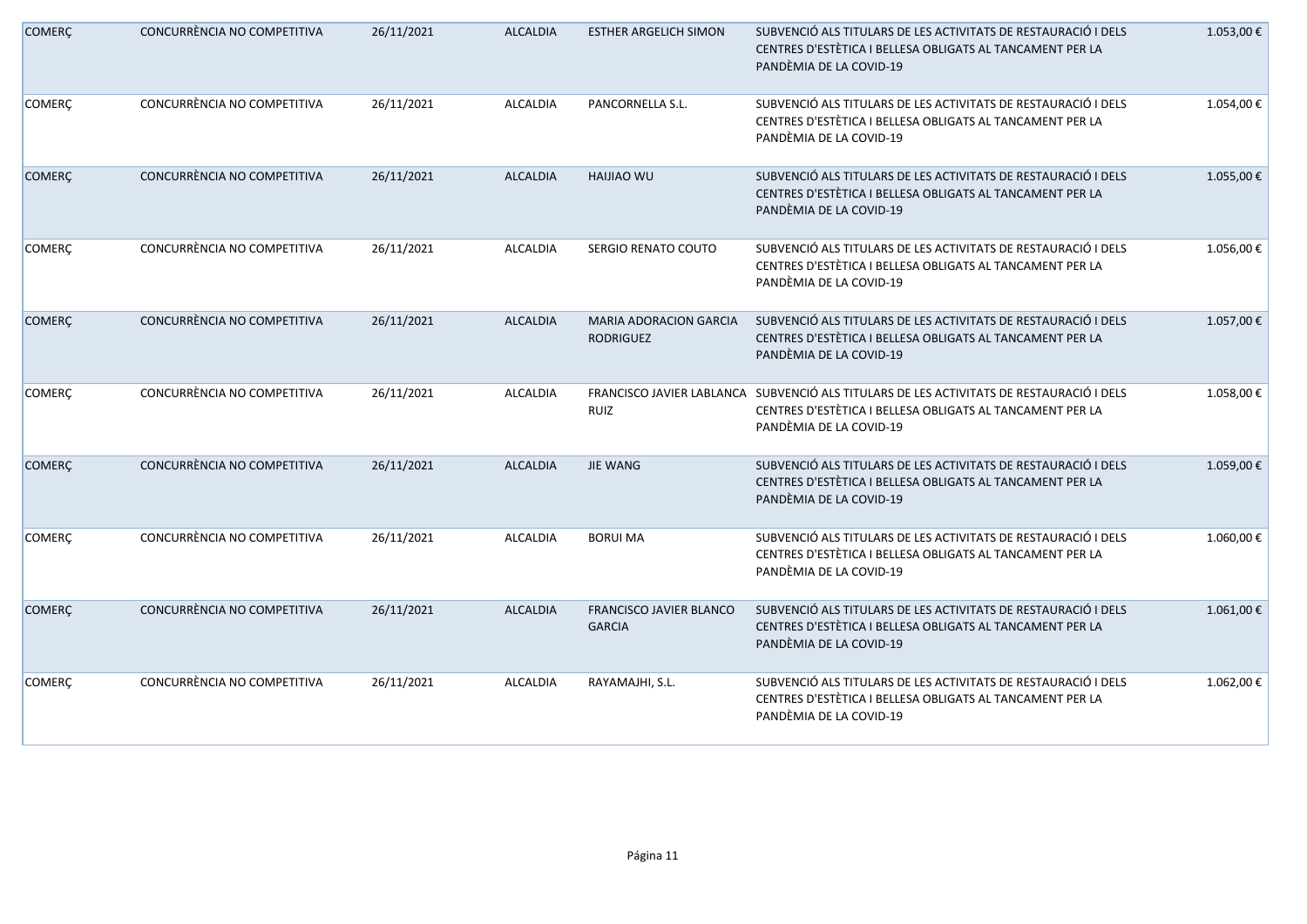| COMERÇ | CONCURRÈNCIA NO COMPETITIVA | 26/11/2021 | ALCALDIA | ESTHER ARGELICH SIMON | SUBVENCIÓ ALS TITULARS DE LES ACTIVITATS DE RESTAURACIÓ I DELS CENTRES D'ESTÈTICA I BELLESA OBLIGATS AL TANCAMENT PER LA PANDÈMIA DE LA COVID-19 | 1.053,00 € |
|---|---|---|---|---|---|---|
| COMERÇ | CONCURRÈNCIA NO COMPETITIVA | 26/11/2021 | ALCALDIA | PANCORNELLA S.L. | SUBVENCIÓ ALS TITULARS DE LES ACTIVITATS DE RESTAURACIÓ I DELS CENTRES D'ESTÈTICA I BELLESA OBLIGATS AL TANCAMENT PER LA PANDÈMIA DE LA COVID-19 | 1.054,00 € |
| COMERÇ | CONCURRÈNCIA NO COMPETITIVA | 26/11/2021 | ALCALDIA | HAIJIAO WU | SUBVENCIÓ ALS TITULARS DE LES ACTIVITATS DE RESTAURACIÓ I DELS CENTRES D'ESTÈTICA I BELLESA OBLIGATS AL TANCAMENT PER LA PANDÈMIA DE LA COVID-19 | 1.055,00 € |
| COMERÇ | CONCURRÈNCIA NO COMPETITIVA | 26/11/2021 | ALCALDIA | SERGIO RENATO COUTO | SUBVENCIÓ ALS TITULARS DE LES ACTIVITATS DE RESTAURACIÓ I DELS CENTRES D'ESTÈTICA I BELLESA OBLIGATS AL TANCAMENT PER LA PANDÈMIA DE LA COVID-19 | 1.056,00 € |
| COMERÇ | CONCURRÈNCIA NO COMPETITIVA | 26/11/2021 | ALCALDIA | MARIA ADORACION GARCIA RODRIGUEZ | SUBVENCIÓ ALS TITULARS DE LES ACTIVITATS DE RESTAURACIÓ I DELS CENTRES D'ESTÈTICA I BELLESA OBLIGATS AL TANCAMENT PER LA PANDÈMIA DE LA COVID-19 | 1.057,00 € |
| COMERÇ | CONCURRÈNCIA NO COMPETITIVA | 26/11/2021 | ALCALDIA | FRANCISCO JAVIER LABLANCA RUIZ | SUBVENCIÓ ALS TITULARS DE LES ACTIVITATS DE RESTAURACIÓ I DELS CENTRES D'ESTÈTICA I BELLESA OBLIGATS AL TANCAMENT PER LA PANDÈMIA DE LA COVID-19 | 1.058,00 € |
| COMERÇ | CONCURRÈNCIA NO COMPETITIVA | 26/11/2021 | ALCALDIA | JIE WANG | SUBVENCIÓ ALS TITULARS DE LES ACTIVITATS DE RESTAURACIÓ I DELS CENTRES D'ESTÈTICA I BELLESA OBLIGATS AL TANCAMENT PER LA PANDÈMIA DE LA COVID-19 | 1.059,00 € |
| COMERÇ | CONCURRÈNCIA NO COMPETITIVA | 26/11/2021 | ALCALDIA | BORUI MA | SUBVENCIÓ ALS TITULARS DE LES ACTIVITATS DE RESTAURACIÓ I DELS CENTRES D'ESTÈTICA I BELLESA OBLIGATS AL TANCAMENT PER LA PANDÈMIA DE LA COVID-19 | 1.060,00 € |
| COMERÇ | CONCURRÈNCIA NO COMPETITIVA | 26/11/2021 | ALCALDIA | FRANCISCO JAVIER BLANCO GARCIA | SUBVENCIÓ ALS TITULARS DE LES ACTIVITATS DE RESTAURACIÓ I DELS CENTRES D'ESTÈTICA I BELLESA OBLIGATS AL TANCAMENT PER LA PANDÈMIA DE LA COVID-19 | 1.061,00 € |
| COMERÇ | CONCURRÈNCIA NO COMPETITIVA | 26/11/2021 | ALCALDIA | RAYAMAJHI, S.L. | SUBVENCIÓ ALS TITULARS DE LES ACTIVITATS DE RESTAURACIÓ I DELS CENTRES D'ESTÈTICA I BELLESA OBLIGATS AL TANCAMENT PER LA PANDÈMIA DE LA COVID-19 | 1.062,00 € |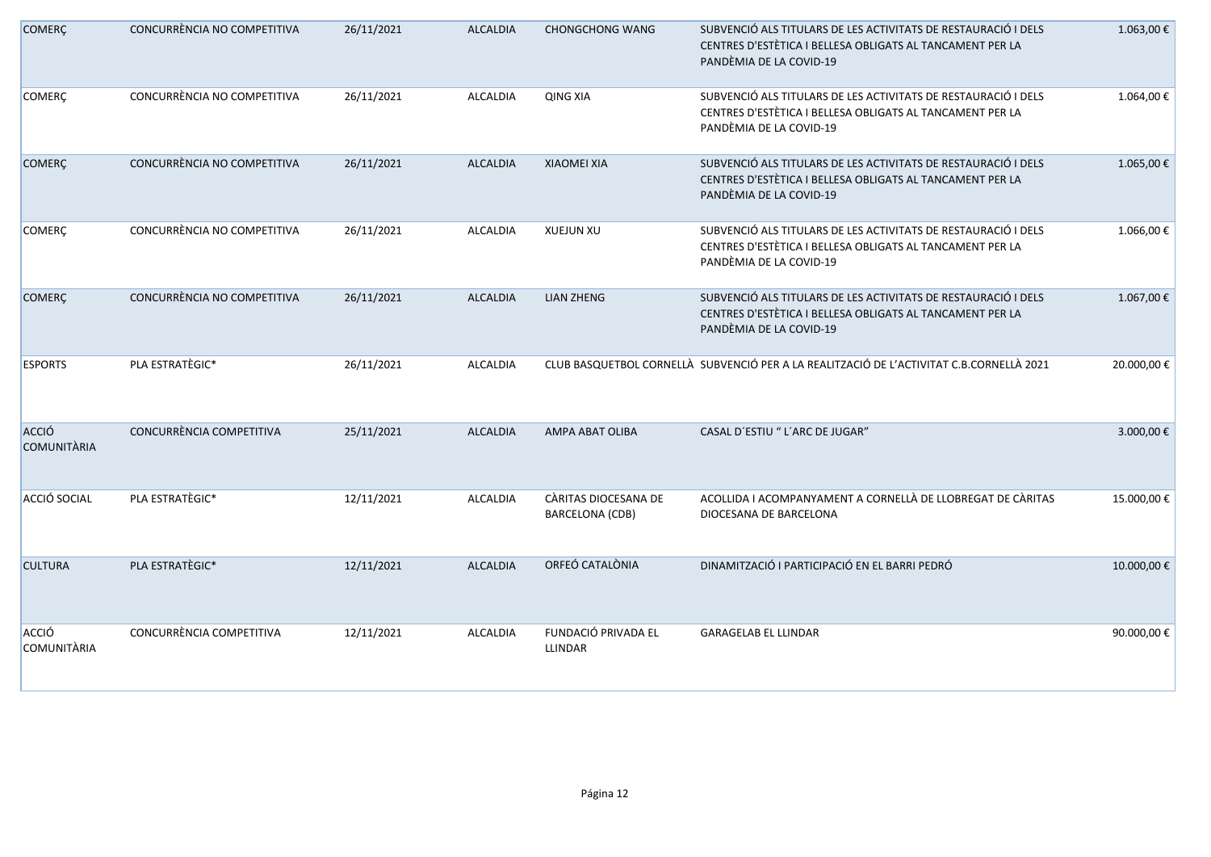| | | | | | | |
|---|---|---|---|---|---|---|
| COMERÇ | CONCURRÈNCIA NO COMPETITIVA | 26/11/2021 | ALCALDIA | CHONGCHONG WANG | SUBVENCIÓ ALS TITULARS DE LES ACTIVITATS DE RESTAURACIÓ I DELS CENTRES D'ESTÈTICA I BELLESA OBLIGATS AL TANCAMENT PER LA PANDÈMIA DE LA COVID-19 | 1.063,00 € |
| COMERÇ | CONCURRÈNCIA NO COMPETITIVA | 26/11/2021 | ALCALDIA | QING XIA | SUBVENCIÓ ALS TITULARS DE LES ACTIVITATS DE RESTAURACIÓ I DELS CENTRES D'ESTÈTICA I BELLESA OBLIGATS AL TANCAMENT PER LA PANDÈMIA DE LA COVID-19 | 1.064,00 € |
| COMERÇ | CONCURRÈNCIA NO COMPETITIVA | 26/11/2021 | ALCALDIA | XIAOMEI XIA | SUBVENCIÓ ALS TITULARS DE LES ACTIVITATS DE RESTAURACIÓ I DELS CENTRES D'ESTÈTICA I BELLESA OBLIGATS AL TANCAMENT PER LA PANDÈMIA DE LA COVID-19 | 1.065,00 € |
| COMERÇ | CONCURRÈNCIA NO COMPETITIVA | 26/11/2021 | ALCALDIA | XUEJUN XU | SUBVENCIÓ ALS TITULARS DE LES ACTIVITATS DE RESTAURACIÓ I DELS CENTRES D'ESTÈTICA I BELLESA OBLIGATS AL TANCAMENT PER LA PANDÈMIA DE LA COVID-19 | 1.066,00 € |
| COMERÇ | CONCURRÈNCIA NO COMPETITIVA | 26/11/2021 | ALCALDIA | LIAN ZHENG | SUBVENCIÓ ALS TITULARS DE LES ACTIVITATS DE RESTAURACIÓ I DELS CENTRES D'ESTÈTICA I BELLESA OBLIGATS AL TANCAMENT PER LA PANDÈMIA DE LA COVID-19 | 1.067,00 € |
| ESPORTS | PLA ESTRATÈGIC* | 26/11/2021 | ALCALDIA | CLUB BASQUETBOL CORNELLÀ | SUBVENCIÓ PER A LA REALITZACIÓ DE L'ACTIVITAT C.B.CORNELLÀ 2021 | 20.000,00 € |
| ACCIÓ COMUNITÀRIA | CONCURRÈNCIA COMPETITIVA | 25/11/2021 | ALCALDIA | AMPA ABAT OLIBA | CASAL D´ESTIU " L´ARC DE JUGAR" | 3.000,00 € |
| ACCIÓ SOCIAL | PLA ESTRATÈGIC* | 12/11/2021 | ALCALDIA | CÀRITAS DIOCESANA DE BARCELONA (CDB) | ACOLLIDA I ACOMPANYAMENT A CORNELLÀ DE LLOBREGAT DE CÀRITAS DIOCESANA DE BARCELONA | 15.000,00 € |
| CULTURA | PLA ESTRATÈGIC* | 12/11/2021 | ALCALDIA | ORFEÓ CATALÒNIA | DINAMITZACIÓ I PARTICIPACIÓ EN EL BARRI PEDRÓ | 10.000,00 € |
| ACCIÓ COMUNITÀRIA | CONCURRÈNCIA COMPETITIVA | 12/11/2021 | ALCALDIA | FUNDACIÓ PRIVADA EL LLINDAR | GARAGELAB EL LLINDAR | 90.000,00 € |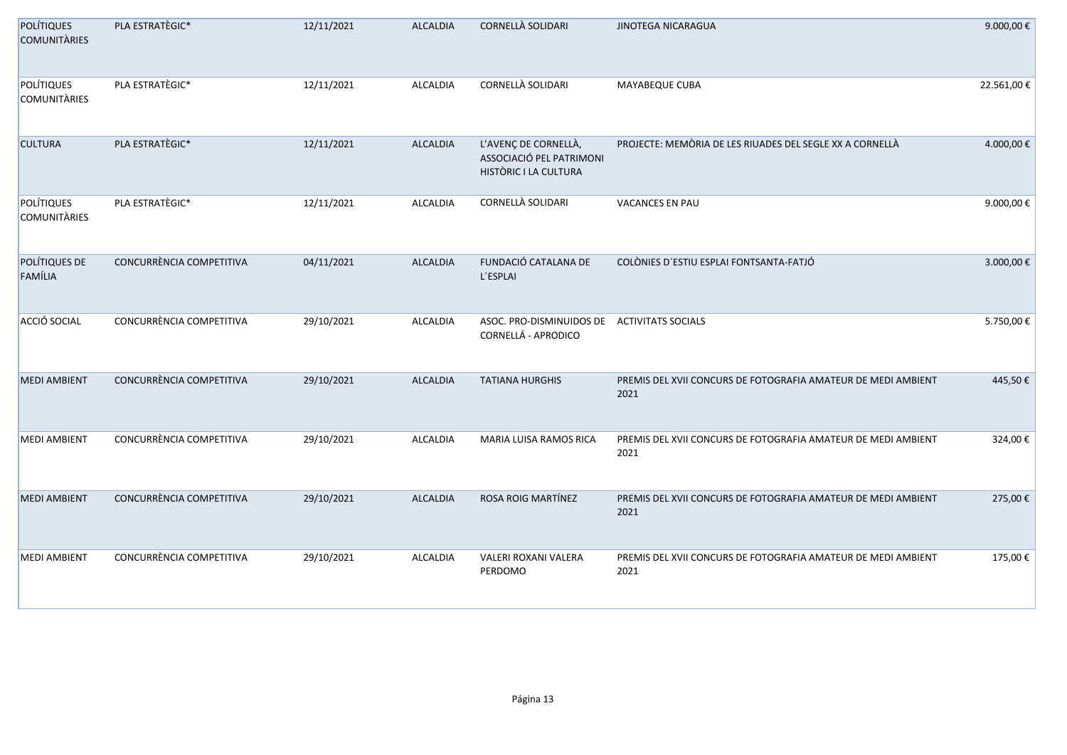| | | | | | | |
|---|---|---|---|---|---|---|
| POLÍTIQUES COMUNITÀRIES | PLA ESTRATÈGIC* | 12/11/2021 | ALCALDIA | CORNELLÀ SOLIDARI | JINOTEGA NICARAGUA | 9.000,00 € |
| POLÍTIQUES COMUNITÀRIES | PLA ESTRATÈGIC* | 12/11/2021 | ALCALDIA | CORNELLÀ SOLIDARI | MAYABEQUE CUBA | 22.561,00 € |
| CULTURA | PLA ESTRATÈGIC* | 12/11/2021 | ALCALDIA | L'AVENÇ DE CORNELLÀ, ASSOCIACIÓ PEL PATRIMONI HISTÒRIC I LA CULTURA | PROJECTE: MEMÒRIA DE LES RIUADES DEL SEGLE XX A CORNELLÀ | 4.000,00 € |
| POLÍTIQUES COMUNITÀRIES | PLA ESTRATÈGIC* | 12/11/2021 | ALCALDIA | CORNELLÀ SOLIDARI | VACANCES EN PAU | 9.000,00 € |
| POLÍTIQUES DE FAMÍLIA | CONCURRÈNCIA COMPETITIVA | 04/11/2021 | ALCALDIA | FUNDACIÓ CATALANA DE L´ESPLAI | COLÒNIES D´ESTIU ESPLAI FONTSANTA-FATJÓ | 3.000,00 € |
| ACCIÓ SOCIAL | CONCURRÈNCIA COMPETITIVA | 29/10/2021 | ALCALDIA | ASOC. PRO-DISMINUIDOS DE CORNELLÁ - APRODICO | ACTIVITATS SOCIALS | 5.750,00 € |
| MEDI AMBIENT | CONCURRÈNCIA COMPETITIVA | 29/10/2021 | ALCALDIA | TATIANA HURGHIS | PREMIS DEL XVII CONCURS DE FOTOGRAFIA AMATEUR DE MEDI AMBIENT 2021 | 445,50 € |
| MEDI AMBIENT | CONCURRÈNCIA COMPETITIVA | 29/10/2021 | ALCALDIA | MARIA LUISA RAMOS RICA | PREMIS DEL XVII CONCURS DE FOTOGRAFIA AMATEUR DE MEDI AMBIENT 2021 | 324,00 € |
| MEDI AMBIENT | CONCURRÈNCIA COMPETITIVA | 29/10/2021 | ALCALDIA | ROSA ROIG MARTÍNEZ | PREMIS DEL XVII CONCURS DE FOTOGRAFIA AMATEUR DE MEDI AMBIENT 2021 | 275,00 € |
| MEDI AMBIENT | CONCURRÈNCIA COMPETITIVA | 29/10/2021 | ALCALDIA | VALERI ROXANI VALERA PERDOMO | PREMIS DEL XVII CONCURS DE FOTOGRAFIA AMATEUR DE MEDI AMBIENT 2021 | 175,00 € |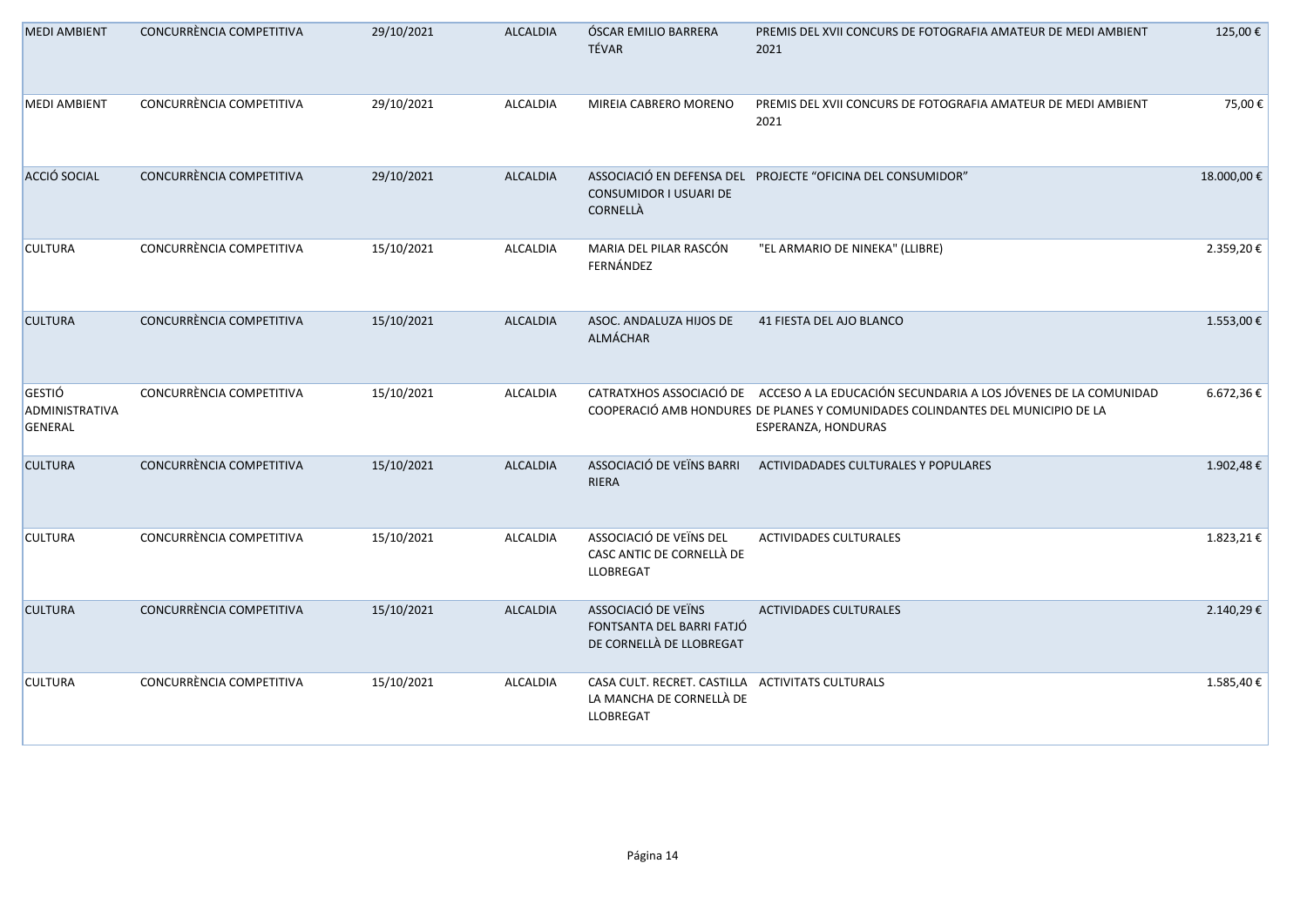| MEDI AMBIENT | CONCURRÈNCIA COMPETITIVA | 29/10/2021 | ALCALDIA | ÓSCAR EMILIO BARRERA TÉVAR | PREMIS DEL XVII CONCURS DE FOTOGRAFIA AMATEUR DE MEDI AMBIENT 2021 | 125,00 € |
|---|---|---|---|---|---|---|
| MEDI AMBIENT | CONCURRÈNCIA COMPETITIVA | 29/10/2021 | ALCALDIA | MIREIA CABRERO MORENO | PREMIS DEL XVII CONCURS DE FOTOGRAFIA AMATEUR DE MEDI AMBIENT 2021 | 75,00 € |
| ACCIÓ SOCIAL | CONCURRÈNCIA COMPETITIVA | 29/10/2021 | ALCALDIA | ASSOCIACIÓ EN DEFENSA DEL CONSUMIDOR I USUARI DE CORNELLÀ | PROJECTE "OFICINA DEL CONSUMIDOR" | 18.000,00 € |
| CULTURA | CONCURRÈNCIA COMPETITIVA | 15/10/2021 | ALCALDIA | MARIA DEL PILAR RASCÓN FERNÁNDEZ | "EL ARMARIO DE NINEKA" (LLIBRE) | 2.359,20 € |
| CULTURA | CONCURRÈNCIA COMPETITIVA | 15/10/2021 | ALCALDIA | ASOC. ANDALUZA HIJOS DE ALMÁCHAR | 41 FIESTA DEL AJO BLANCO | 1.553,00 € |
| GESTIÓ ADMINISTRATIVA GENERAL | CONCURRÈNCIA COMPETITIVA | 15/10/2021 | ALCALDIA | CATRATXHOS ASSOCIACIÓ DE COOPERACIÓ AMB HONDURES | ACCESO A LA EDUCACIÓN SECUNDARIA A LOS JÓVENES DE LA COMUNIDAD DE PLANES Y COMUNIDADES COLINDANTES DEL MUNICIPIO DE LA ESPERANZA, HONDURAS | 6.672,36 € |
| CULTURA | CONCURRÈNCIA COMPETITIVA | 15/10/2021 | ALCALDIA | ASSOCIACIÓ DE VEÏNS BARRI RIERA | ACTIVIDADADES CULTURALES Y POPULARES | 1.902,48 € |
| CULTURA | CONCURRÈNCIA COMPETITIVA | 15/10/2021 | ALCALDIA | ASSOCIACIÓ DE VEÏNS DEL CASC ANTIC DE CORNELLÀ DE LLOBREGAT | ACTIVIDADES CULTURALES | 1.823,21 € |
| CULTURA | CONCURRÈNCIA COMPETITIVA | 15/10/2021 | ALCALDIA | ASSOCIACIÓ DE VEÏNS FONTSANTA DEL BARRI FATJÓ DE CORNELLÀ DE LLOBREGAT | ACTIVIDADES CULTURALES | 2.140,29 € |
| CULTURA | CONCURRÈNCIA COMPETITIVA | 15/10/2021 | ALCALDIA | CASA CULT. RECRET. CASTILLA LA MANCHA DE CORNELLÀ DE LLOBREGAT | ACTIVITATS CULTURALS | 1.585,40 € |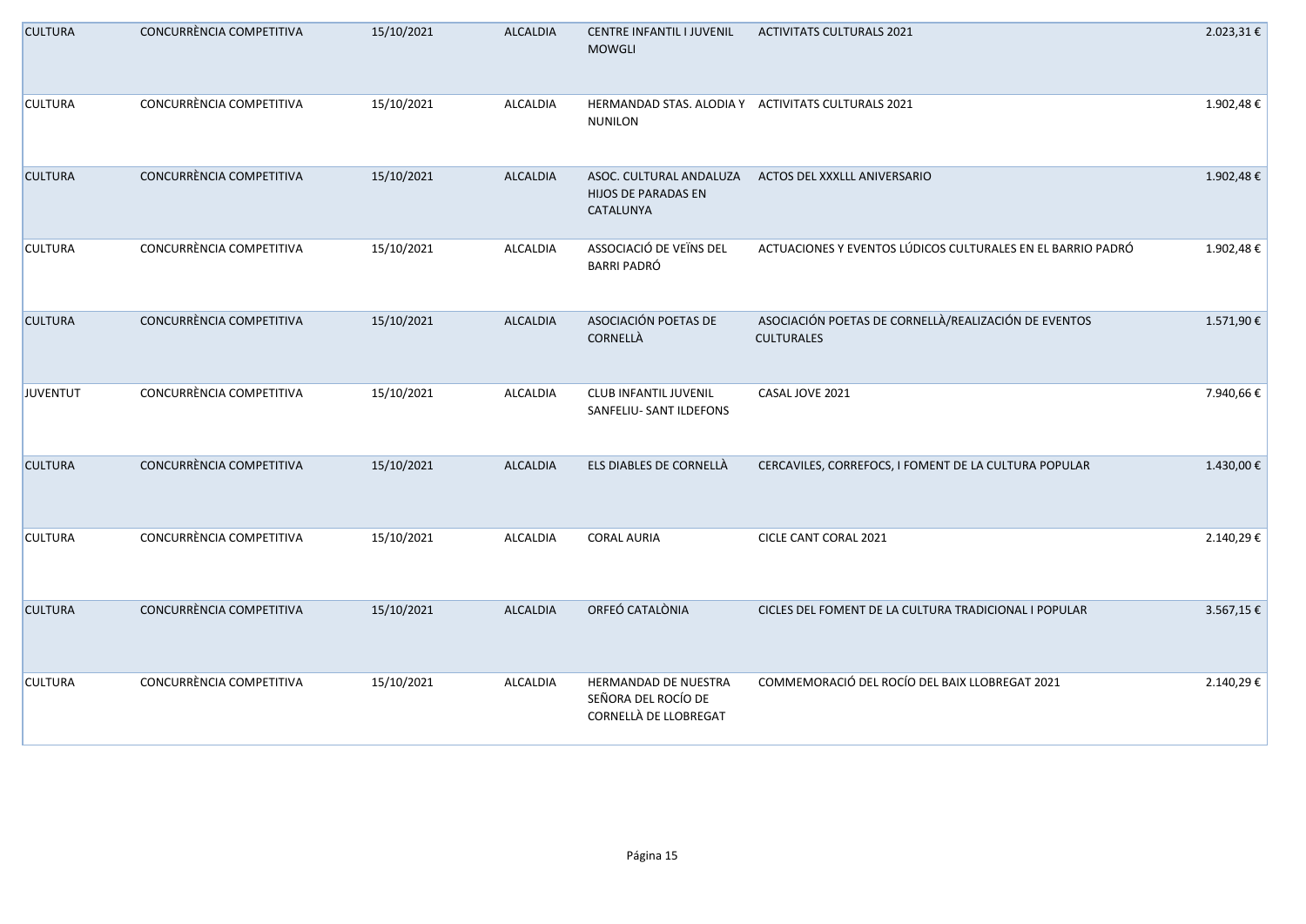| | | | | | | |
|---|---|---|---|---|---|---|
| CULTURA | CONCURRÈNCIA COMPETITIVA | 15/10/2021 | ALCALDIA | CENTRE INFANTIL I JUVENIL MOWGLI | ACTIVITATS CULTURALS 2021 | 2.023,31 € |
| CULTURA | CONCURRÈNCIA COMPETITIVA | 15/10/2021 | ALCALDIA | HERMANDAD STAS. ALODIA Y NUNILON | ACTIVITATS CULTURALS 2021 | 1.902,48 € |
| CULTURA | CONCURRÈNCIA COMPETITIVA | 15/10/2021 | ALCALDIA | ASOC. CULTURAL ANDALUZA HIJOS DE PARADAS EN CATALUNYA | ACTOS DEL XXXLLL ANIVERSARIO | 1.902,48 € |
| CULTURA | CONCURRÈNCIA COMPETITIVA | 15/10/2021 | ALCALDIA | ASSOCIACIÓ DE VEÏNS DEL BARRI PADRÓ | ACTUACIONES Y EVENTOS LÚDICOS CULTURALES EN EL BARRIO PADRÓ | 1.902,48 € |
| CULTURA | CONCURRÈNCIA COMPETITIVA | 15/10/2021 | ALCALDIA | ASOCIACIÓN POETAS DE CORNELLÀ | ASOCIACIÓN POETAS DE CORNELLÀ/REALIZACIÓN DE EVENTOS CULTURALES | 1.571,90 € |
| JUVENTUT | CONCURRÈNCIA COMPETITIVA | 15/10/2021 | ALCALDIA | CLUB INFANTIL JUVENIL SANFELIU- SANT ILDEFONS | CASAL JOVE 2021 | 7.940,66 € |
| CULTURA | CONCURRÈNCIA COMPETITIVA | 15/10/2021 | ALCALDIA | ELS DIABLES DE CORNELLÀ | CERCAVILES, CORREFOCS, I FOMENT DE LA CULTURA POPULAR | 1.430,00 € |
| CULTURA | CONCURRÈNCIA COMPETITIVA | 15/10/2021 | ALCALDIA | CORAL AURIA | CICLE CANT CORAL 2021 | 2.140,29 € |
| CULTURA | CONCURRÈNCIA COMPETITIVA | 15/10/2021 | ALCALDIA | ORFEÓ CATALÒNIA | CICLES DEL FOMENT DE LA CULTURA TRADICIONAL I POPULAR | 3.567,15 € |
| CULTURA | CONCURRÈNCIA COMPETITIVA | 15/10/2021 | ALCALDIA | HERMANDAD DE NUESTRA SEÑORA DEL ROCÍO DE CORNELLÀ DE LLOBREGAT | COMMEMORACIÓ DEL ROCÍO DEL BAIX LLOBREGAT 2021 | 2.140,29 € |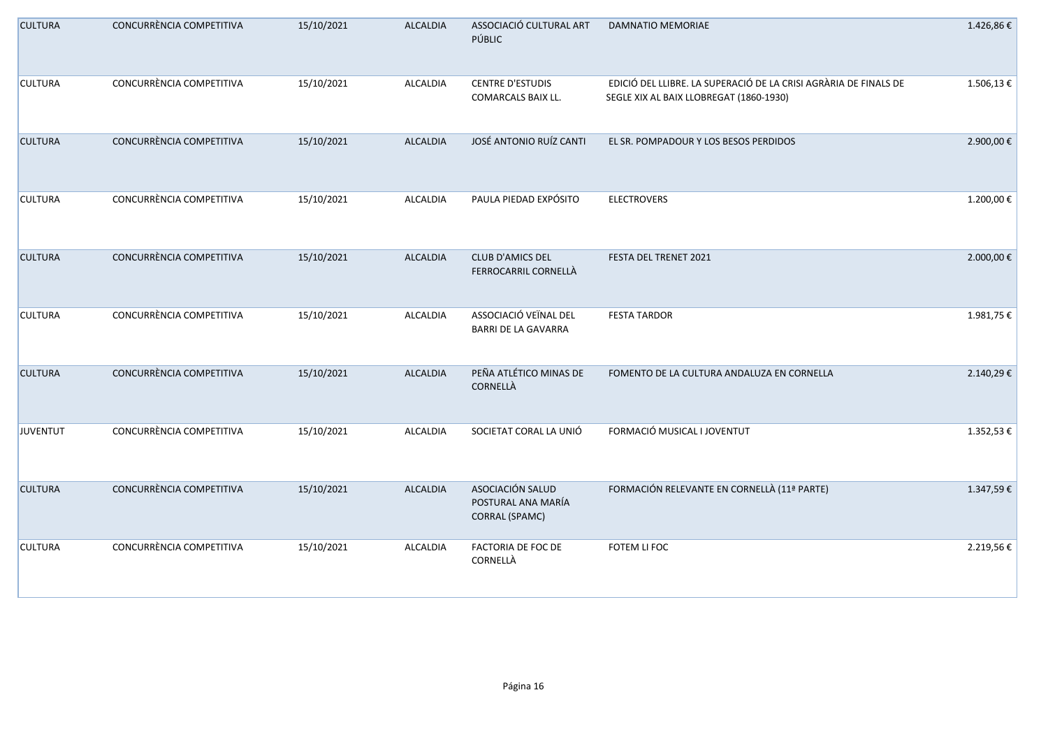| | | | | | | |
|---|---|---|---|---|---|---|
| CULTURA | CONCURRÈNCIA COMPETITIVA | 15/10/2021 | ALCALDIA | ASSOCIACIÓ CULTURAL ART PÚBLIC | DAMNATIO MEMORIAE | 1.426,86 € |
| CULTURA | CONCURRÈNCIA COMPETITIVA | 15/10/2021 | ALCALDIA | CENTRE D'ESTUDIS COMARCALS BAIX LL. | EDICIÓ DEL LLIBRE. LA SUPERACIÓ DE LA CRISI AGRÀRIA DE FINALS DE SEGLE XIX AL BAIX LLOBREGAT (1860-1930) | 1.506,13 € |
| CULTURA | CONCURRÈNCIA COMPETITIVA | 15/10/2021 | ALCALDIA | JOSÉ ANTONIO RUÍZ CANTI | EL SR. POMPADOUR Y LOS BESOS PERDIDOS | 2.900,00 € |
| CULTURA | CONCURRÈNCIA COMPETITIVA | 15/10/2021 | ALCALDIA | PAULA PIEDAD EXPÓSITO | ELECTROVERS | 1.200,00 € |
| CULTURA | CONCURRÈNCIA COMPETITIVA | 15/10/2021 | ALCALDIA | CLUB D'AMICS DEL FERROCARRIL CORNELLÀ | FESTA DEL TRENET 2021 | 2.000,00 € |
| CULTURA | CONCURRÈNCIA COMPETITIVA | 15/10/2021 | ALCALDIA | ASSOCIACIÓ VEÏNAL DEL BARRI DE LA GAVARRA | FESTA TARDOR | 1.981,75 € |
| CULTURA | CONCURRÈNCIA COMPETITIVA | 15/10/2021 | ALCALDIA | PEÑA ATLÉTICO MINAS DE CORNELLÀ | FOMENTO DE LA CULTURA ANDALUZA EN CORNELLA | 2.140,29 € |
| JUVENTUT | CONCURRÈNCIA COMPETITIVA | 15/10/2021 | ALCALDIA | SOCIETAT CORAL LA UNIÓ | FORMACIÓ MUSICAL I JOVENTUT | 1.352,53 € |
| CULTURA | CONCURRÈNCIA COMPETITIVA | 15/10/2021 | ALCALDIA | ASOCIACIÓN SALUD POSTURAL ANA MARÍA CORRAL (SPAMC) | FORMACIÓN RELEVANTE EN CORNELLÀ (11ª PARTE) | 1.347,59 € |
| CULTURA | CONCURRÈNCIA COMPETITIVA | 15/10/2021 | ALCALDIA | FACTORIA DE FOC DE CORNELLÀ | FOTEM LI FOC | 2.219,56 € |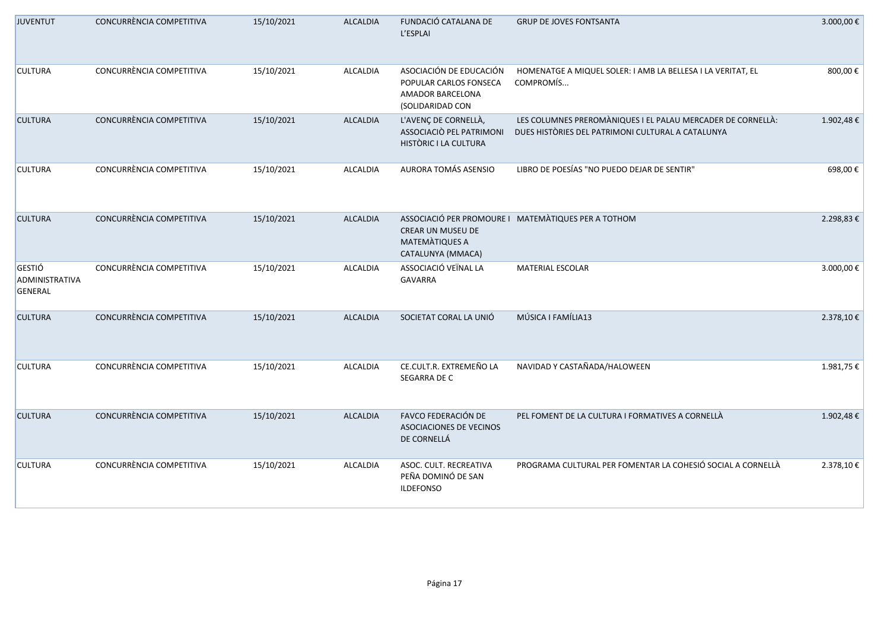| | | | | | | |
|---|---|---|---|---|---|---|
| JUVENTUT | CONCURRÈNCIA COMPETITIVA | 15/10/2021 | ALCALDIA | FUNDACIÓ CATALANA DE L'ESPLAI | GRUP DE JOVES FONTSANTA | 3.000,00 € |
| CULTURA | CONCURRÈNCIA COMPETITIVA | 15/10/2021 | ALCALDIA | ASOCIACIÓN DE EDUCACIÓN POPULAR CARLOS FONSECA AMADOR BARCELONA (SOLIDARIDAD CON | HOMENATGE A MIQUEL SOLER: I AMB LA BELLESA I LA VERITAT, EL COMPROMÍS... | 800,00 € |
| CULTURA | CONCURRÈNCIA COMPETITIVA | 15/10/2021 | ALCALDIA | L'AVENÇ DE CORNELLÀ, ASSOCIACIÒ PEL PATRIMONI HISTÒRIC I LA CULTURA | LES COLUMNES PREROMÀNIQUES I EL PALAU MERCADER DE CORNELLÀ: DUES HISTÒRIES DEL PATRIMONI CULTURAL A CATALUNYA | 1.902,48 € |
| CULTURA | CONCURRÈNCIA COMPETITIVA | 15/10/2021 | ALCALDIA | AURORA TOMÁS ASENSIO | LIBRO DE POESÍAS "NO PUEDO DEJAR DE SENTIR" | 698,00 € |
| CULTURA | CONCURRÈNCIA COMPETITIVA | 15/10/2021 | ALCALDIA | ASSOCIACIÓ PER PROMOURE I CREAR UN MUSEU DE MATEMÀTIQUES A CATALUNYA (MMACA) | MATEMÀTIQUES PER A TOTHOM | 2.298,83 € |
| GESTIÓ ADMINISTRATIVA GENERAL | CONCURRÈNCIA COMPETITIVA | 15/10/2021 | ALCALDIA | ASSOCIACIÓ VEÏNAL LA GAVARRA | MATERIAL ESCOLAR | 3.000,00 € |
| CULTURA | CONCURRÈNCIA COMPETITIVA | 15/10/2021 | ALCALDIA | SOCIETAT CORAL LA UNIÓ | MÚSICA I FAMÍLIA13 | 2.378,10 € |
| CULTURA | CONCURRÈNCIA COMPETITIVA | 15/10/2021 | ALCALDIA | CE.CULT.R. EXTREMEÑO LA SEGARRA DE C | NAVIDAD Y CASTAÑADA/HALOWEEN | 1.981,75 € |
| CULTURA | CONCURRÈNCIA COMPETITIVA | 15/10/2021 | ALCALDIA | FAVCO FEDERACIÓN DE ASOCIACIONES DE VECINOS DE CORNELLÁ | PEL FOMENT DE LA CULTURA I FORMATIVES A CORNELLÀ | 1.902,48 € |
| CULTURA | CONCURRÈNCIA COMPETITIVA | 15/10/2021 | ALCALDIA | ASOC. CULT. RECREATIVA PEÑA DOMINÓ DE SAN ILDEFONSO | PROGRAMA CULTURAL PER FOMENTAR LA COHESIÓ SOCIAL A CORNELLÀ | 2.378,10 € |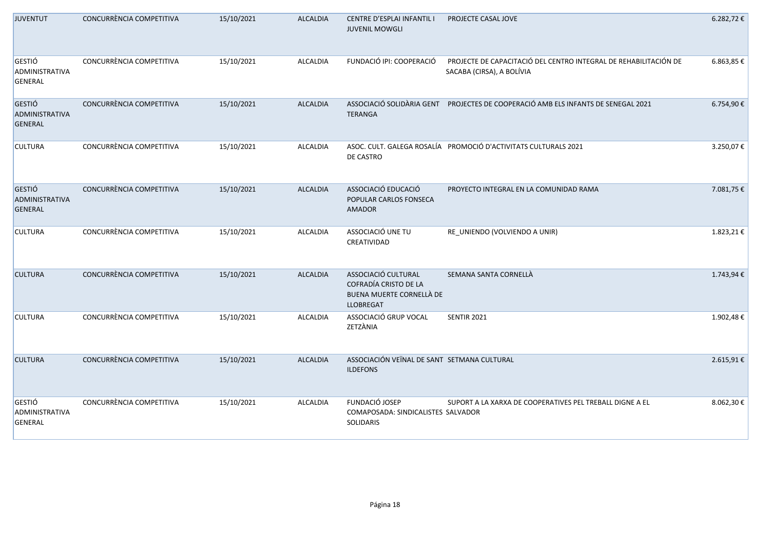| | | | | | | |
|---|---|---|---|---|---|---|
| JUVENTUT | CONCURRÈNCIA COMPETITIVA | 15/10/2021 | ALCALDIA | CENTRE D'ESPLAI INFANTIL I JUVENIL MOWGLI | PROJECTE CASAL JOVE | 6.282,72 € |
| GESTIÓ ADMINISTRATIVA GENERAL | CONCURRÈNCIA COMPETITIVA | 15/10/2021 | ALCALDIA | FUNDACIÓ IPI: COOPERACIÓ | PROJECTE DE CAPACITACIÓ DEL CENTRO INTEGRAL DE REHABILITACIÓN DE SACABA (CIRSA), A BOLÍVIA | 6.863,85 € |
| GESTIÓ ADMINISTRATIVA GENERAL | CONCURRÈNCIA COMPETITIVA | 15/10/2021 | ALCALDIA | ASSOCIACIÓ SOLIDÀRIA GENT TERANGA | PROJECTES DE COOPERACIÓ AMB ELS INFANTS DE SENEGAL 2021 | 6.754,90 € |
| CULTURA | CONCURRÈNCIA COMPETITIVA | 15/10/2021 | ALCALDIA | ASOC. CULT. GALEGA ROSALÍA DE CASTRO | PROMOCIÓ D'ACTIVITATS CULTURALS 2021 | 3.250,07 € |
| GESTIÓ ADMINISTRATIVA GENERAL | CONCURRÈNCIA COMPETITIVA | 15/10/2021 | ALCALDIA | ASSOCIACIÓ EDUCACIÓ POPULAR CARLOS FONSECA AMADOR | PROYECTO INTEGRAL EN LA COMUNIDAD RAMA | 7.081,75 € |
| CULTURA | CONCURRÈNCIA COMPETITIVA | 15/10/2021 | ALCALDIA | ASSOCIACIÓ UNE TU CREATIVIDAD | RE_UNIENDO (VOLVIENDO A UNIR) | 1.823,21 € |
| CULTURA | CONCURRÈNCIA COMPETITIVA | 15/10/2021 | ALCALDIA | ASSOCIACIÓ CULTURAL COFRADÍA CRISTO DE LA BUENA MUERTE CORNELLÀ DE LLOBREGAT | SEMANA SANTA CORNELLÀ | 1.743,94 € |
| CULTURA | CONCURRÈNCIA COMPETITIVA | 15/10/2021 | ALCALDIA | ASSOCIACIÓ GRUP VOCAL ZETZÀNIA | SENTIR 2021 | 1.902,48 € |
| CULTURA | CONCURRÈNCIA COMPETITIVA | 15/10/2021 | ALCALDIA | ASSOCIACIÓN VEÏNAL DE SANT ILDEFONS | SETMANA CULTURAL | 2.615,91 € |
| GESTIÓ ADMINISTRATIVA GENERAL | CONCURRÈNCIA COMPETITIVA | 15/10/2021 | ALCALDIA | FUNDACIÓ JOSEP COMAPOSADA: SINDICALISTES SOLIDARIS | SUPORT A LA XARXA DE COOPERATIVES PEL TREBALL DIGNE A EL SALVADOR | 8.062,30 € |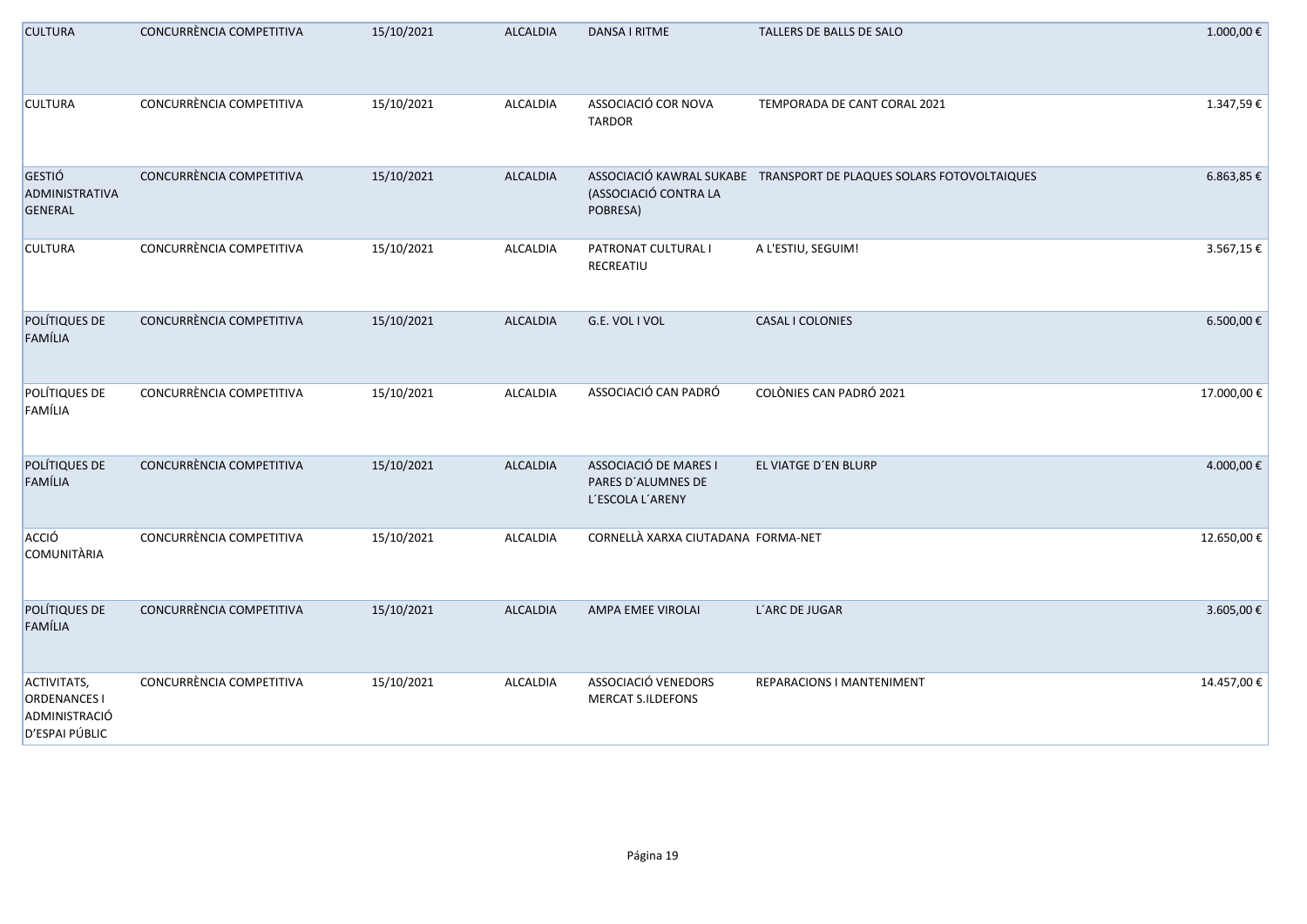| | | | | | | |
|---|---|---|---|---|---|---|
| CULTURA | CONCURRÈNCIA COMPETITIVA | 15/10/2021 | ALCALDIA | DANSA I RITME | TALLERS DE BALLS DE SALO | 1.000,00 € |
| CULTURA | CONCURRÈNCIA COMPETITIVA | 15/10/2021 | ALCALDIA | ASSOCIACIÓ COR NOVA TARDOR | TEMPORADA DE CANT CORAL 2021 | 1.347,59 € |
| GESTIÓ ADMINISTRATIVA GENERAL | CONCURRÈNCIA COMPETITIVA | 15/10/2021 | ALCALDIA | ASSOCIACIÓ KAWRAL SUKABE (ASSOCIACIÓ CONTRA LA POBRESA) | TRANSPORT DE PLAQUES SOLARS FOTOVOLTAIQUES | 6.863,85 € |
| CULTURA | CONCURRÈNCIA COMPETITIVA | 15/10/2021 | ALCALDIA | PATRONAT CULTURAL I RECREATIU | A L'ESTIU, SEGUIM! | 3.567,15 € |
| POLÍTIQUES DE FAMÍLIA | CONCURRÈNCIA COMPETITIVA | 15/10/2021 | ALCALDIA | G.E. VOL I VOL | CASAL I COLONIES | 6.500,00 € |
| POLÍTIQUES DE FAMÍLIA | CONCURRÈNCIA COMPETITIVA | 15/10/2021 | ALCALDIA | ASSOCIACIÓ CAN PADRÓ | COLÒNIES CAN PADRÓ 2021 | 17.000,00 € |
| POLÍTIQUES DE FAMÍLIA | CONCURRÈNCIA COMPETITIVA | 15/10/2021 | ALCALDIA | ASSOCIACIÓ DE MARES I PARES D´ALUMNES DE L´ESCOLA L´ARENY | EL VIATGE D´EN BLURP | 4.000,00 € |
| ACCIÓ COMUNITÀRIA | CONCURRÈNCIA COMPETITIVA | 15/10/2021 | ALCALDIA | CORNELLÀ XARXA CIUTADANA | FORMA-NET | 12.650,00 € |
| POLÍTIQUES DE FAMÍLIA | CONCURRÈNCIA COMPETITIVA | 15/10/2021 | ALCALDIA | AMPA EMEE VIROLAI | L´ARC DE JUGAR | 3.605,00 € |
| ACTIVITATS, ORDENANCES I ADMINISTRACIÓ D'ESPAI PÚBLIC | CONCURRÈNCIA COMPETITIVA | 15/10/2021 | ALCALDIA | ASSOCIACIÓ VENEDORS MERCAT S.ILDEFONS | REPARACIONS I MANTENIMENT | 14.457,00 € |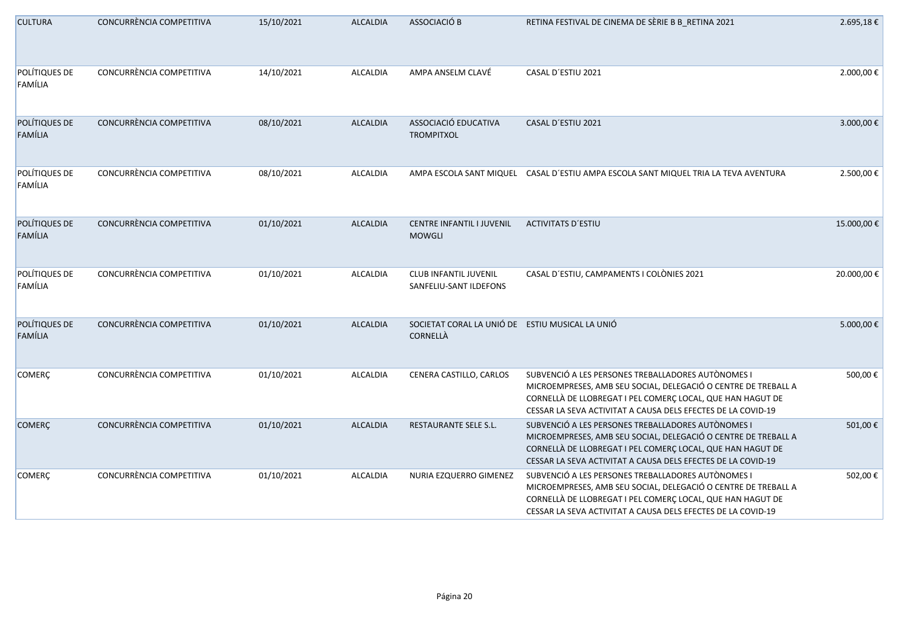| | | | | | | |
|---|---|---|---|---|---|---|
| CULTURA | CONCURRÈNCIA COMPETITIVA | 15/10/2021 | ALCALDIA | ASSOCIACIÓ B | RETINA FESTIVAL DE CINEMA DE SÈRIE B B_RETINA 2021 | 2.695,18 € |
| POLÍTIQUES DE FAMÍLIA | CONCURRÈNCIA COMPETITIVA | 14/10/2021 | ALCALDIA | AMPA ANSELM CLAVÉ | CASAL D´ESTIU 2021 | 2.000,00 € |
| POLÍTIQUES DE FAMÍLIA | CONCURRÈNCIA COMPETITIVA | 08/10/2021 | ALCALDIA | ASSOCIACIÓ EDUCATIVA TROMPITXOL | CASAL D´ESTIU 2021 | 3.000,00 € |
| POLÍTIQUES DE FAMÍLIA | CONCURRÈNCIA COMPETITIVA | 08/10/2021 | ALCALDIA | AMPA ESCOLA SANT MIQUEL | CASAL D´ESTIU AMPA ESCOLA SANT MIQUEL TRIA LA TEVA AVENTURA | 2.500,00 € |
| POLÍTIQUES DE FAMÍLIA | CONCURRÈNCIA COMPETITIVA | 01/10/2021 | ALCALDIA | CENTRE INFANTIL I JUVENIL MOWGLI | ACTIVITATS D´ESTIU | 15.000,00 € |
| POLÍTIQUES DE FAMÍLIA | CONCURRÈNCIA COMPETITIVA | 01/10/2021 | ALCALDIA | CLUB INFANTIL JUVENIL SANFELIU-SANT ILDEFONS | CASAL D´ESTIU, CAMPAMENTS I COLÒNIES 2021 | 20.000,00 € |
| POLÍTIQUES DE FAMÍLIA | CONCURRÈNCIA COMPETITIVA | 01/10/2021 | ALCALDIA | SOCIETAT CORAL LA UNIÓ DE CORNELLÀ | ESTIU MUSICAL LA UNIÓ | 5.000,00 € |
| COMERÇ | CONCURRÈNCIA COMPETITIVA | 01/10/2021 | ALCALDIA | CENERA CASTILLO, CARLOS | SUBVENCIÓ A LES PERSONES TREBALLADORES AUTÒNOMES I MICROEMPRESES, AMB SEU SOCIAL, DELEGACIÓ O CENTRE DE TREBALL A CORNELLÀ DE LLOBREGAT I PEL COMERÇ LOCAL, QUE HAN HAGUT DE CESSAR LA SEVA ACTIVITAT A CAUSA DELS EFECTES DE LA COVID-19 | 500,00 € |
| COMERÇ | CONCURRÈNCIA COMPETITIVA | 01/10/2021 | ALCALDIA | RESTAURANTE SELE S.L. | SUBVENCIÓ A LES PERSONES TREBALLADORES AUTÒNOMES I MICROEMPRESES, AMB SEU SOCIAL, DELEGACIÓ O CENTRE DE TREBALL A CORNELLÀ DE LLOBREGAT I PEL COMERÇ LOCAL, QUE HAN HAGUT DE CESSAR LA SEVA ACTIVITAT A CAUSA DELS EFECTES DE LA COVID-19 | 501,00 € |
| COMERÇ | CONCURRÈNCIA COMPETITIVA | 01/10/2021 | ALCALDIA | NURIA EZQUERRO GIMENEZ | SUBVENCIÓ A LES PERSONES TREBALLADORES AUTÒNOMES I MICROEMPRESES, AMB SEU SOCIAL, DELEGACIÓ O CENTRE DE TREBALL A CORNELLÀ DE LLOBREGAT I PEL COMERÇ LOCAL, QUE HAN HAGUT DE CESSAR LA SEVA ACTIVITAT A CAUSA DELS EFECTES DE LA COVID-19 | 502,00 € |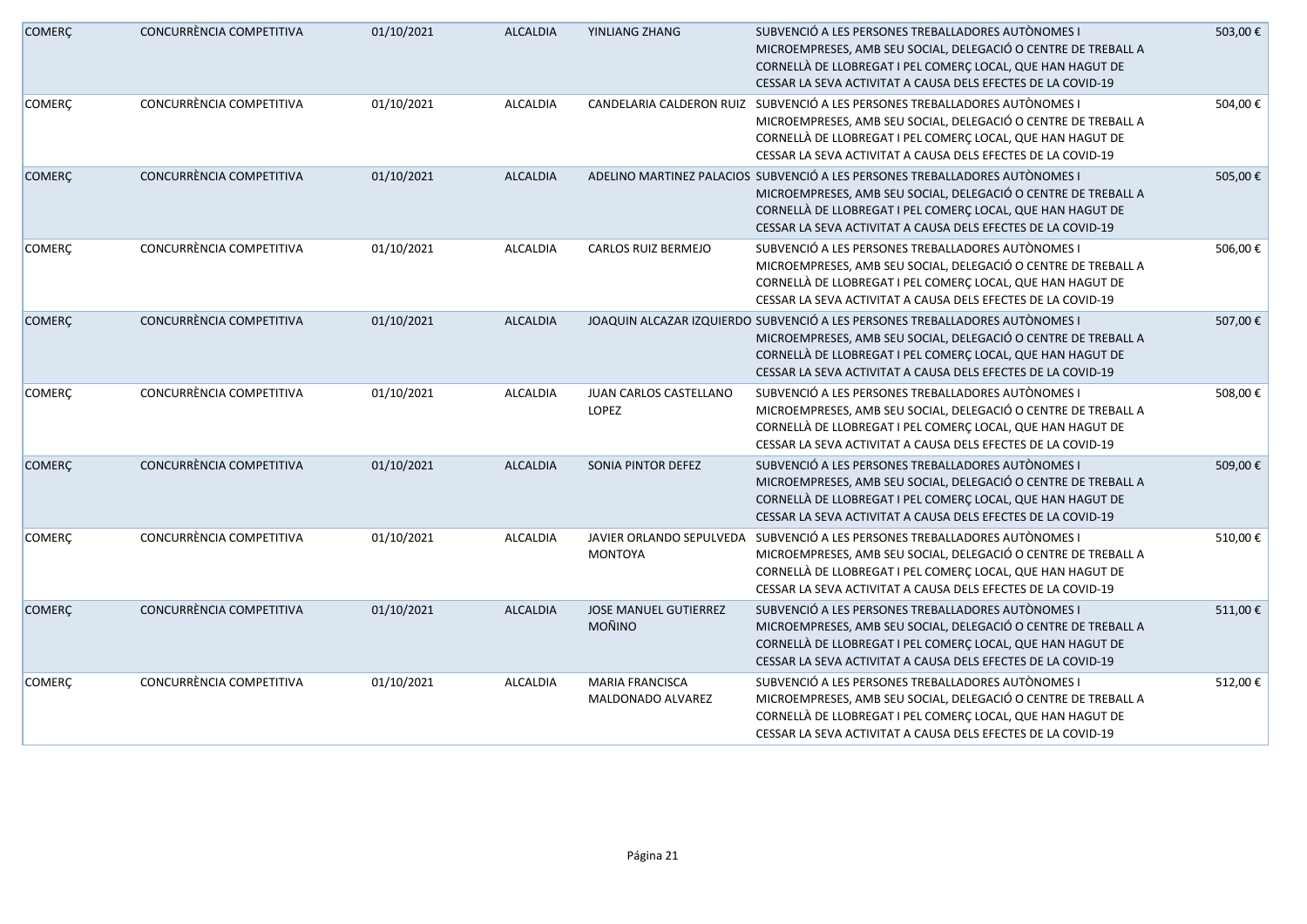| | | | | | | |
|---|---|---|---|---|---|---|
| COMERÇ | CONCURRÈNCIA COMPETITIVA | 01/10/2021 | ALCALDIA | YINLIANG ZHANG | SUBVENCIÓ A LES PERSONES TREBALLADORES AUTÒNOMES I MICROEMPRESES, AMB SEU SOCIAL, DELEGACIÓ O CENTRE DE TREBALL A CORNELLÀ DE LLOBREGAT I PEL COMERÇ LOCAL, QUE HAN HAGUT DE CESSAR LA SEVA ACTIVITAT A CAUSA DELS EFECTES DE LA COVID-19 | 503,00 € |
| COMERÇ | CONCURRÈNCIA COMPETITIVA | 01/10/2021 | ALCALDIA | CANDELARIA CALDERON RUIZ | SUBVENCIÓ A LES PERSONES TREBALLADORES AUTÒNOMES I MICROEMPRESES, AMB SEU SOCIAL, DELEGACIÓ O CENTRE DE TREBALL A CORNELLÀ DE LLOBREGAT I PEL COMERÇ LOCAL, QUE HAN HAGUT DE CESSAR LA SEVA ACTIVITAT A CAUSA DELS EFECTES DE LA COVID-19 | 504,00 € |
| COMERÇ | CONCURRÈNCIA COMPETITIVA | 01/10/2021 | ALCALDIA | ADELINO MARTINEZ PALACIOS | SUBVENCIÓ A LES PERSONES TREBALLADORES AUTÒNOMES I MICROEMPRESES, AMB SEU SOCIAL, DELEGACIÓ O CENTRE DE TREBALL A CORNELLÀ DE LLOBREGAT I PEL COMERÇ LOCAL, QUE HAN HAGUT DE CESSAR LA SEVA ACTIVITAT A CAUSA DELS EFECTES DE LA COVID-19 | 505,00 € |
| COMERÇ | CONCURRÈNCIA COMPETITIVA | 01/10/2021 | ALCALDIA | CARLOS RUIZ BERMEJO | SUBVENCIÓ A LES PERSONES TREBALLADORES AUTÒNOMES I MICROEMPRESES, AMB SEU SOCIAL, DELEGACIÓ O CENTRE DE TREBALL A CORNELLÀ DE LLOBREGAT I PEL COMERÇ LOCAL, QUE HAN HAGUT DE CESSAR LA SEVA ACTIVITAT A CAUSA DELS EFECTES DE LA COVID-19 | 506,00 € |
| COMERÇ | CONCURRÈNCIA COMPETITIVA | 01/10/2021 | ALCALDIA | JOAQUIN ALCAZAR IZQUIERDO | SUBVENCIÓ A LES PERSONES TREBALLADORES AUTÒNOMES I MICROEMPRESES, AMB SEU SOCIAL, DELEGACIÓ O CENTRE DE TREBALL A CORNELLÀ DE LLOBREGAT I PEL COMERÇ LOCAL, QUE HAN HAGUT DE CESSAR LA SEVA ACTIVITAT A CAUSA DELS EFECTES DE LA COVID-19 | 507,00 € |
| COMERÇ | CONCURRÈNCIA COMPETITIVA | 01/10/2021 | ALCALDIA | JUAN CARLOS CASTELLANO LOPEZ | SUBVENCIÓ A LES PERSONES TREBALLADORES AUTÒNOMES I MICROEMPRESES, AMB SEU SOCIAL, DELEGACIÓ O CENTRE DE TREBALL A CORNELLÀ DE LLOBREGAT I PEL COMERÇ LOCAL, QUE HAN HAGUT DE CESSAR LA SEVA ACTIVITAT A CAUSA DELS EFECTES DE LA COVID-19 | 508,00 € |
| COMERÇ | CONCURRÈNCIA COMPETITIVA | 01/10/2021 | ALCALDIA | SONIA PINTOR DEFEZ | SUBVENCIÓ A LES PERSONES TREBALLADORES AUTÒNOMES I MICROEMPRESES, AMB SEU SOCIAL, DELEGACIÓ O CENTRE DE TREBALL A CORNELLÀ DE LLOBREGAT I PEL COMERÇ LOCAL, QUE HAN HAGUT DE CESSAR LA SEVA ACTIVITAT A CAUSA DELS EFECTES DE LA COVID-19 | 509,00 € |
| COMERÇ | CONCURRÈNCIA COMPETITIVA | 01/10/2021 | ALCALDIA | JAVIER ORLANDO SEPULVEDA MONTOYA | SUBVENCIÓ A LES PERSONES TREBALLADORES AUTÒNOMES I MICROEMPRESES, AMB SEU SOCIAL, DELEGACIÓ O CENTRE DE TREBALL A CORNELLÀ DE LLOBREGAT I PEL COMERÇ LOCAL, QUE HAN HAGUT DE CESSAR LA SEVA ACTIVITAT A CAUSA DELS EFECTES DE LA COVID-19 | 510,00 € |
| COMERÇ | CONCURRÈNCIA COMPETITIVA | 01/10/2021 | ALCALDIA | JOSE MANUEL GUTIERREZ MOÑINO | SUBVENCIÓ A LES PERSONES TREBALLADORES AUTÒNOMES I MICROEMPRESES, AMB SEU SOCIAL, DELEGACIÓ O CENTRE DE TREBALL A CORNELLÀ DE LLOBREGAT I PEL COMERÇ LOCAL, QUE HAN HAGUT DE CESSAR LA SEVA ACTIVITAT A CAUSA DELS EFECTES DE LA COVID-19 | 511,00 € |
| COMERÇ | CONCURRÈNCIA COMPETITIVA | 01/10/2021 | ALCALDIA | MARIA FRANCISCA MALDONADO ALVAREZ | SUBVENCIÓ A LES PERSONES TREBALLADORES AUTÒNOMES I MICROEMPRESES, AMB SEU SOCIAL, DELEGACIÓ O CENTRE DE TREBALL A CORNELLÀ DE LLOBREGAT I PEL COMERÇ LOCAL, QUE HAN HAGUT DE CESSAR LA SEVA ACTIVITAT A CAUSA DELS EFECTES DE LA COVID-19 | 512,00 € |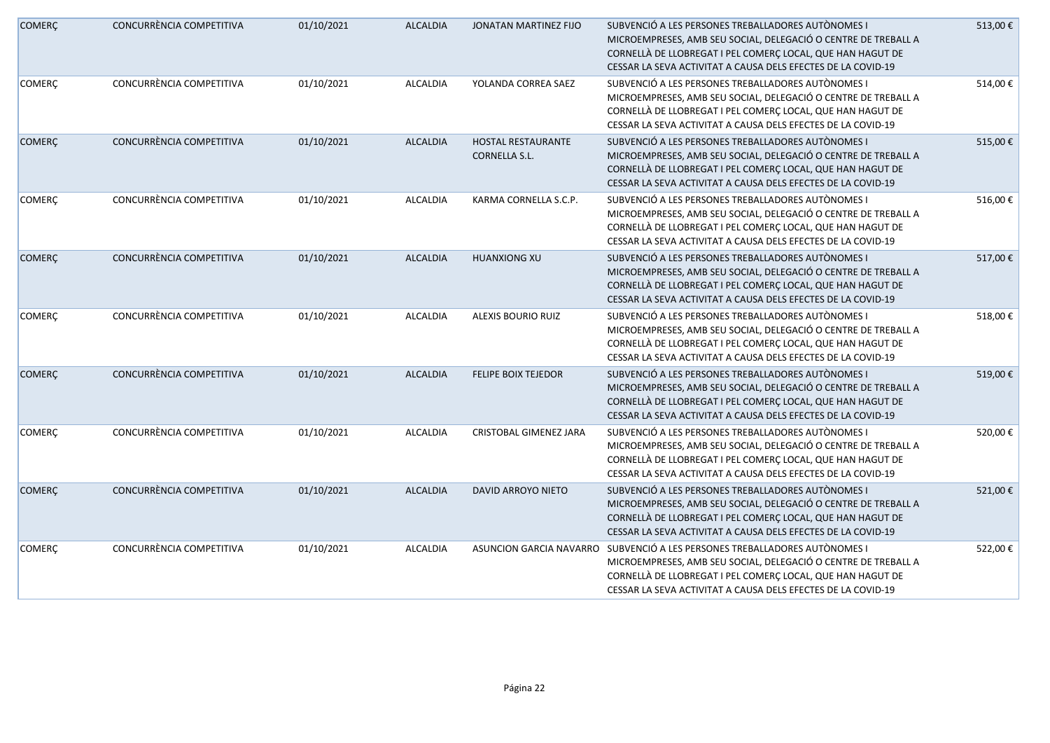| COMERÇ | CONCURRÈNCIA COMPETITIVA | 01/10/2021 | ALCALDIA | JONATAN MARTINEZ FIJO | SUBVENCIÓ A LES PERSONES TREBALLADORES AUTÒNOMES I MICROEMPRESES, AMB SEU SOCIAL, DELEGACIÓ O CENTRE DE TREBALL A CORNELLÀ DE LLOBREGAT I PEL COMERÇ LOCAL, QUE HAN HAGUT DE CESSAR LA SEVA ACTIVITAT A CAUSA DELS EFECTES DE LA COVID-19 | 513,00 € |
|---|---|---|---|---|---|---|
| COMERÇ | CONCURRÈNCIA COMPETITIVA | 01/10/2021 | ALCALDIA | YOLANDA CORREA SAEZ | SUBVENCIÓ A LES PERSONES TREBALLADORES AUTÒNOMES I MICROEMPRESES, AMB SEU SOCIAL, DELEGACIÓ O CENTRE DE TREBALL A CORNELLÀ DE LLOBREGAT I PEL COMERÇ LOCAL, QUE HAN HAGUT DE CESSAR LA SEVA ACTIVITAT A CAUSA DELS EFECTES DE LA COVID-19 | 514,00 € |
| COMERÇ | CONCURRÈNCIA COMPETITIVA | 01/10/2021 | ALCALDIA | HOSTAL RESTAURANTE CORNELLA S.L. | SUBVENCIÓ A LES PERSONES TREBALLADORES AUTÒNOMES I MICROEMPRESES, AMB SEU SOCIAL, DELEGACIÓ O CENTRE DE TREBALL A CORNELLÀ DE LLOBREGAT I PEL COMERÇ LOCAL, QUE HAN HAGUT DE CESSAR LA SEVA ACTIVITAT A CAUSA DELS EFECTES DE LA COVID-19 | 515,00 € |
| COMERÇ | CONCURRÈNCIA COMPETITIVA | 01/10/2021 | ALCALDIA | KARMA CORNELLA S.C.P. | SUBVENCIÓ A LES PERSONES TREBALLADORES AUTÒNOMES I MICROEMPRESES, AMB SEU SOCIAL, DELEGACIÓ O CENTRE DE TREBALL A CORNELLÀ DE LLOBREGAT I PEL COMERÇ LOCAL, QUE HAN HAGUT DE CESSAR LA SEVA ACTIVITAT A CAUSA DELS EFECTES DE LA COVID-19 | 516,00 € |
| COMERÇ | CONCURRÈNCIA COMPETITIVA | 01/10/2021 | ALCALDIA | HUANXIONG XU | SUBVENCIÓ A LES PERSONES TREBALLADORES AUTÒNOMES I MICROEMPRESES, AMB SEU SOCIAL, DELEGACIÓ O CENTRE DE TREBALL A CORNELLÀ DE LLOBREGAT I PEL COMERÇ LOCAL, QUE HAN HAGUT DE CESSAR LA SEVA ACTIVITAT A CAUSA DELS EFECTES DE LA COVID-19 | 517,00 € |
| COMERÇ | CONCURRÈNCIA COMPETITIVA | 01/10/2021 | ALCALDIA | ALEXIS BOURIO RUIZ | SUBVENCIÓ A LES PERSONES TREBALLADORES AUTÒNOMES I MICROEMPRESES, AMB SEU SOCIAL, DELEGACIÓ O CENTRE DE TREBALL A CORNELLÀ DE LLOBREGAT I PEL COMERÇ LOCAL, QUE HAN HAGUT DE CESSAR LA SEVA ACTIVITAT A CAUSA DELS EFECTES DE LA COVID-19 | 518,00 € |
| COMERÇ | CONCURRÈNCIA COMPETITIVA | 01/10/2021 | ALCALDIA | FELIPE BOIX TEJEDOR | SUBVENCIÓ A LES PERSONES TREBALLADORES AUTÒNOMES I MICROEMPRESES, AMB SEU SOCIAL, DELEGACIÓ O CENTRE DE TREBALL A CORNELLÀ DE LLOBREGAT I PEL COMERÇ LOCAL, QUE HAN HAGUT DE CESSAR LA SEVA ACTIVITAT A CAUSA DELS EFECTES DE LA COVID-19 | 519,00 € |
| COMERÇ | CONCURRÈNCIA COMPETITIVA | 01/10/2021 | ALCALDIA | CRISTOBAL GIMENEZ JARA | SUBVENCIÓ A LES PERSONES TREBALLADORES AUTÒNOMES I MICROEMPRESES, AMB SEU SOCIAL, DELEGACIÓ O CENTRE DE TREBALL A CORNELLÀ DE LLOBREGAT I PEL COMERÇ LOCAL, QUE HAN HAGUT DE CESSAR LA SEVA ACTIVITAT A CAUSA DELS EFECTES DE LA COVID-19 | 520,00 € |
| COMERÇ | CONCURRÈNCIA COMPETITIVA | 01/10/2021 | ALCALDIA | DAVID ARROYO NIETO | SUBVENCIÓ A LES PERSONES TREBALLADORES AUTÒNOMES I MICROEMPRESES, AMB SEU SOCIAL, DELEGACIÓ O CENTRE DE TREBALL A CORNELLÀ DE LLOBREGAT I PEL COMERÇ LOCAL, QUE HAN HAGUT DE CESSAR LA SEVA ACTIVITAT A CAUSA DELS EFECTES DE LA COVID-19 | 521,00 € |
| COMERÇ | CONCURRÈNCIA COMPETITIVA | 01/10/2021 | ALCALDIA | ASUNCION GARCIA NAVARRO | SUBVENCIÓ A LES PERSONES TREBALLADORES AUTÒNOMES I MICROEMPRESES, AMB SEU SOCIAL, DELEGACIÓ O CENTRE DE TREBALL A CORNELLÀ DE LLOBREGAT I PEL COMERÇ LOCAL, QUE HAN HAGUT DE CESSAR LA SEVA ACTIVITAT A CAUSA DELS EFECTES DE LA COVID-19 | 522,00 € |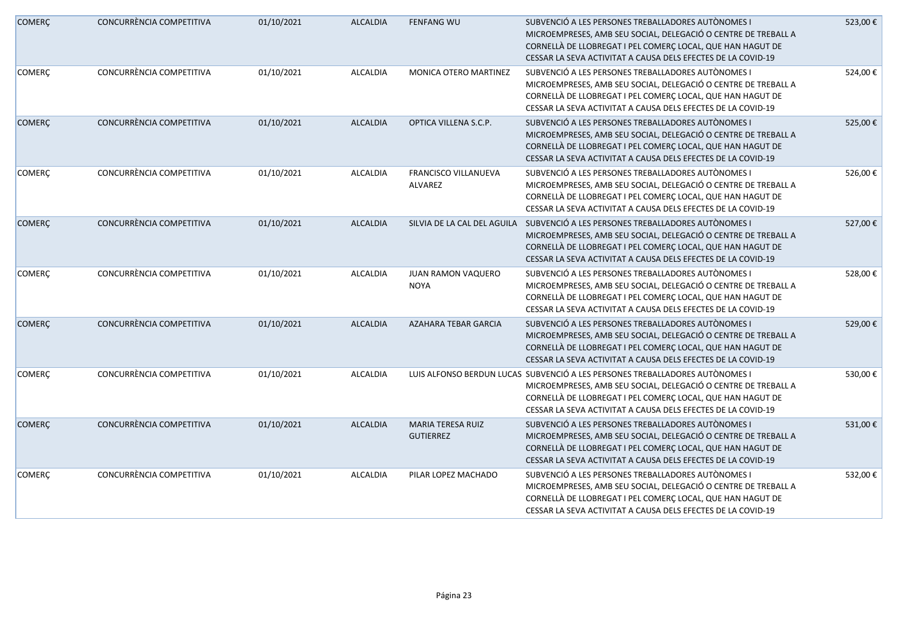| | | | | | | |
|---|---|---|---|---|---|---|
| COMERÇ | CONCURRÈNCIA COMPETITIVA | 01/10/2021 | ALCALDIA | FENFANG WU | SUBVENCIÓ A LES PERSONES TREBALLADORES AUTÒNOMES I MICROEMPRESES, AMB SEU SOCIAL, DELEGACIÓ O CENTRE DE TREBALL A CORNELLÀ DE LLOBREGAT I PEL COMERÇ LOCAL, QUE HAN HAGUT DE CESSAR LA SEVA ACTIVITAT A CAUSA DELS EFECTES DE LA COVID-19 | 523,00 € |
| COMERÇ | CONCURRÈNCIA COMPETITIVA | 01/10/2021 | ALCALDIA | MONICA OTERO MARTINEZ | SUBVENCIÓ A LES PERSONES TREBALLADORES AUTÒNOMES I MICROEMPRESES, AMB SEU SOCIAL, DELEGACIÓ O CENTRE DE TREBALL A CORNELLÀ DE LLOBREGAT I PEL COMERÇ LOCAL, QUE HAN HAGUT DE CESSAR LA SEVA ACTIVITAT A CAUSA DELS EFECTES DE LA COVID-19 | 524,00 € |
| COMERÇ | CONCURRÈNCIA COMPETITIVA | 01/10/2021 | ALCALDIA | OPTICA VILLENA S.C.P. | SUBVENCIÓ A LES PERSONES TREBALLADORES AUTÒNOMES I MICROEMPRESES, AMB SEU SOCIAL, DELEGACIÓ O CENTRE DE TREBALL A CORNELLÀ DE LLOBREGAT I PEL COMERÇ LOCAL, QUE HAN HAGUT DE CESSAR LA SEVA ACTIVITAT A CAUSA DELS EFECTES DE LA COVID-19 | 525,00 € |
| COMERÇ | CONCURRÈNCIA COMPETITIVA | 01/10/2021 | ALCALDIA | FRANCISCO VILLANUEVA ALVAREZ | SUBVENCIÓ A LES PERSONES TREBALLADORES AUTÒNOMES I MICROEMPRESES, AMB SEU SOCIAL, DELEGACIÓ O CENTRE DE TREBALL A CORNELLÀ DE LLOBREGAT I PEL COMERÇ LOCAL, QUE HAN HAGUT DE CESSAR LA SEVA ACTIVITAT A CAUSA DELS EFECTES DE LA COVID-19 | 526,00 € |
| COMERÇ | CONCURRÈNCIA COMPETITIVA | 01/10/2021 | ALCALDIA | SILVIA DE LA CAL DEL AGUILA | SUBVENCIÓ A LES PERSONES TREBALLADORES AUTÒNOMES I MICROEMPRESES, AMB SEU SOCIAL, DELEGACIÓ O CENTRE DE TREBALL A CORNELLÀ DE LLOBREGAT I PEL COMERÇ LOCAL, QUE HAN HAGUT DE CESSAR LA SEVA ACTIVITAT A CAUSA DELS EFECTES DE LA COVID-19 | 527,00 € |
| COMERÇ | CONCURRÈNCIA COMPETITIVA | 01/10/2021 | ALCALDIA | JUAN RAMON VAQUERO NOYA | SUBVENCIÓ A LES PERSONES TREBALLADORES AUTÒNOMES I MICROEMPRESES, AMB SEU SOCIAL, DELEGACIÓ O CENTRE DE TREBALL A CORNELLÀ DE LLOBREGAT I PEL COMERÇ LOCAL, QUE HAN HAGUT DE CESSAR LA SEVA ACTIVITAT A CAUSA DELS EFECTES DE LA COVID-19 | 528,00 € |
| COMERÇ | CONCURRÈNCIA COMPETITIVA | 01/10/2021 | ALCALDIA | AZAHARA TEBAR GARCIA | SUBVENCIÓ A LES PERSONES TREBALLADORES AUTÒNOMES I MICROEMPRESES, AMB SEU SOCIAL, DELEGACIÓ O CENTRE DE TREBALL A CORNELLÀ DE LLOBREGAT I PEL COMERÇ LOCAL, QUE HAN HAGUT DE CESSAR LA SEVA ACTIVITAT A CAUSA DELS EFECTES DE LA COVID-19 | 529,00 € |
| COMERÇ | CONCURRÈNCIA COMPETITIVA | 01/10/2021 | ALCALDIA | LUIS ALFONSO BERDUN LUCAS | SUBVENCIÓ A LES PERSONES TREBALLADORES AUTÒNOMES I MICROEMPRESES, AMB SEU SOCIAL, DELEGACIÓ O CENTRE DE TREBALL A CORNELLÀ DE LLOBREGAT I PEL COMERÇ LOCAL, QUE HAN HAGUT DE CESSAR LA SEVA ACTIVITAT A CAUSA DELS EFECTES DE LA COVID-19 | 530,00 € |
| COMERÇ | CONCURRÈNCIA COMPETITIVA | 01/10/2021 | ALCALDIA | MARIA TERESA RUIZ GUTIERREZ | SUBVENCIÓ A LES PERSONES TREBALLADORES AUTÒNOMES I MICROEMPRESES, AMB SEU SOCIAL, DELEGACIÓ O CENTRE DE TREBALL A CORNELLÀ DE LLOBREGAT I PEL COMERÇ LOCAL, QUE HAN HAGUT DE CESSAR LA SEVA ACTIVITAT A CAUSA DELS EFECTES DE LA COVID-19 | 531,00 € |
| COMERÇ | CONCURRÈNCIA COMPETITIVA | 01/10/2021 | ALCALDIA | PILAR LOPEZ MACHADO | SUBVENCIÓ A LES PERSONES TREBALLADORES AUTÒNOMES I MICROEMPRESES, AMB SEU SOCIAL, DELEGACIÓ O CENTRE DE TREBALL A CORNELLÀ DE LLOBREGAT I PEL COMERÇ LOCAL, QUE HAN HAGUT DE CESSAR LA SEVA ACTIVITAT A CAUSA DELS EFECTES DE LA COVID-19 | 532,00 € |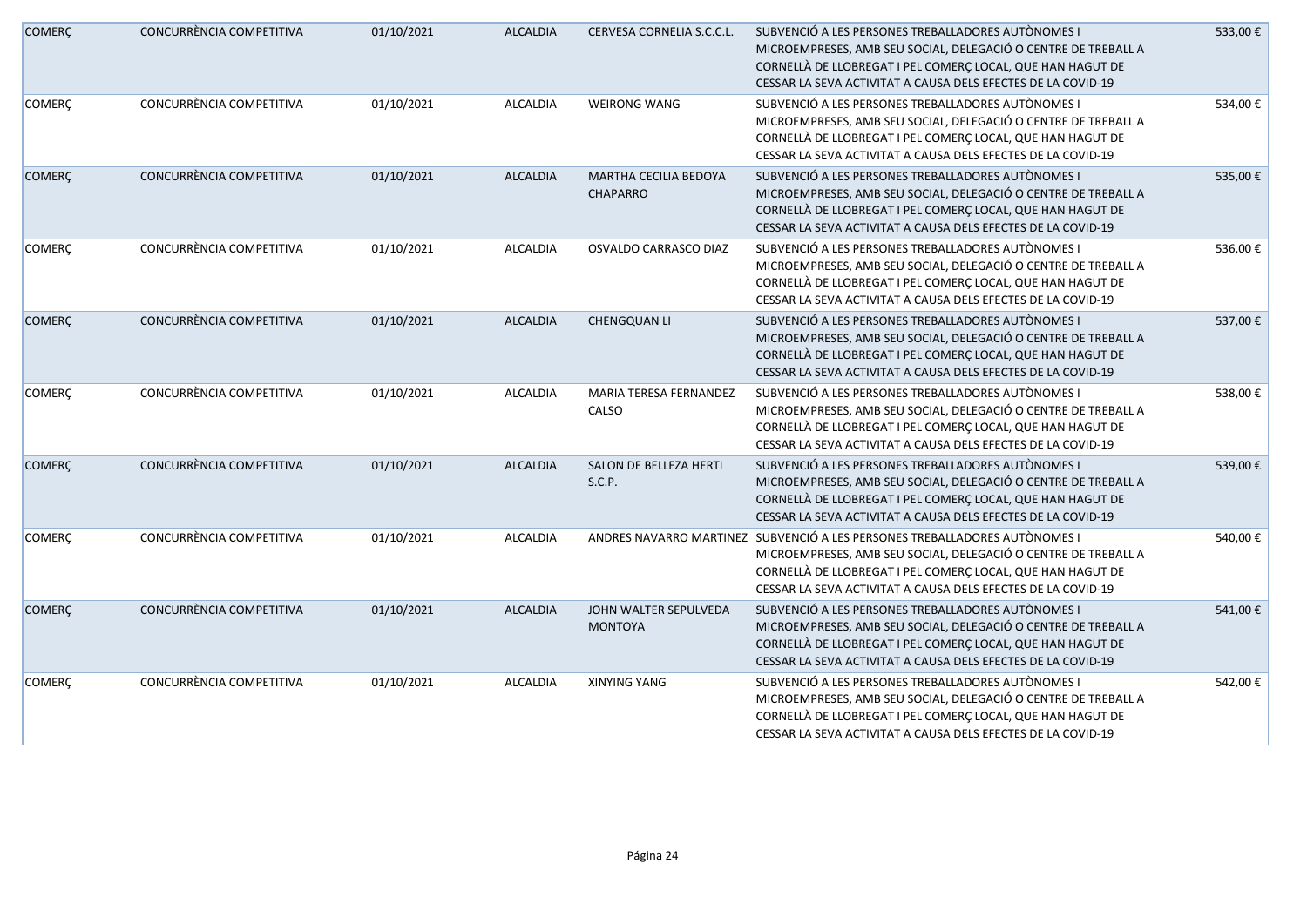| COMERÇ | CONCURRÈNCIA COMPETITIVA | 01/10/2021 | ALCALDIA | CERVESA CORNELIA S.C.C.L. | SUBVENCIÓ A LES PERSONES TREBALLADORES AUTÒNOMES I MICROEMPRESES, AMB SEU SOCIAL, DELEGACIÓ O CENTRE DE TREBALL A CORNELLÀ DE LLOBREGAT I PEL COMERÇ LOCAL, QUE HAN HAGUT DE CESSAR LA SEVA ACTIVITAT A CAUSA DELS EFECTES DE LA COVID-19 | 533,00 € |
|---|---|---|---|---|---|---|
| COMERÇ | CONCURRÈNCIA COMPETITIVA | 01/10/2021 | ALCALDIA | WEIRONG WANG | SUBVENCIÓ A LES PERSONES TREBALLADORES AUTÒNOMES I MICROEMPRESES, AMB SEU SOCIAL, DELEGACIÓ O CENTRE DE TREBALL A CORNELLÀ DE LLOBREGAT I PEL COMERÇ LOCAL, QUE HAN HAGUT DE CESSAR LA SEVA ACTIVITAT A CAUSA DELS EFECTES DE LA COVID-19 | 534,00 € |
| COMERÇ | CONCURRÈNCIA COMPETITIVA | 01/10/2021 | ALCALDIA | MARTHA CECILIA BEDOYA CHAPARRO | SUBVENCIÓ A LES PERSONES TREBALLADORES AUTÒNOMES I MICROEMPRESES, AMB SEU SOCIAL, DELEGACIÓ O CENTRE DE TREBALL A CORNELLÀ DE LLOBREGAT I PEL COMERÇ LOCAL, QUE HAN HAGUT DE CESSAR LA SEVA ACTIVITAT A CAUSA DELS EFECTES DE LA COVID-19 | 535,00 € |
| COMERÇ | CONCURRÈNCIA COMPETITIVA | 01/10/2021 | ALCALDIA | OSVALDO CARRASCO DIAZ | SUBVENCIÓ A LES PERSONES TREBALLADORES AUTÒNOMES I MICROEMPRESES, AMB SEU SOCIAL, DELEGACIÓ O CENTRE DE TREBALL A CORNELLÀ DE LLOBREGAT I PEL COMERÇ LOCAL, QUE HAN HAGUT DE CESSAR LA SEVA ACTIVITAT A CAUSA DELS EFECTES DE LA COVID-19 | 536,00 € |
| COMERÇ | CONCURRÈNCIA COMPETITIVA | 01/10/2021 | ALCALDIA | CHENGQUAN LI | SUBVENCIÓ A LES PERSONES TREBALLADORES AUTÒNOMES I MICROEMPRESES, AMB SEU SOCIAL, DELEGACIÓ O CENTRE DE TREBALL A CORNELLÀ DE LLOBREGAT I PEL COMERÇ LOCAL, QUE HAN HAGUT DE CESSAR LA SEVA ACTIVITAT A CAUSA DELS EFECTES DE LA COVID-19 | 537,00 € |
| COMERÇ | CONCURRÈNCIA COMPETITIVA | 01/10/2021 | ALCALDIA | MARIA TERESA FERNANDEZ CALSO | SUBVENCIÓ A LES PERSONES TREBALLADORES AUTÒNOMES I MICROEMPRESES, AMB SEU SOCIAL, DELEGACIÓ O CENTRE DE TREBALL A CORNELLÀ DE LLOBREGAT I PEL COMERÇ LOCAL, QUE HAN HAGUT DE CESSAR LA SEVA ACTIVITAT A CAUSA DELS EFECTES DE LA COVID-19 | 538,00 € |
| COMERÇ | CONCURRÈNCIA COMPETITIVA | 01/10/2021 | ALCALDIA | SALON DE BELLEZA HERTI S.C.P. | SUBVENCIÓ A LES PERSONES TREBALLADORES AUTÒNOMES I MICROEMPRESES, AMB SEU SOCIAL, DELEGACIÓ O CENTRE DE TREBALL A CORNELLÀ DE LLOBREGAT I PEL COMERÇ LOCAL, QUE HAN HAGUT DE CESSAR LA SEVA ACTIVITAT A CAUSA DELS EFECTES DE LA COVID-19 | 539,00 € |
| COMERÇ | CONCURRÈNCIA COMPETITIVA | 01/10/2021 | ALCALDIA | ANDRES NAVARRO MARTINEZ | SUBVENCIÓ A LES PERSONES TREBALLADORES AUTÒNOMES I MICROEMPRESES, AMB SEU SOCIAL, DELEGACIÓ O CENTRE DE TREBALL A CORNELLÀ DE LLOBREGAT I PEL COMERÇ LOCAL, QUE HAN HAGUT DE CESSAR LA SEVA ACTIVITAT A CAUSA DELS EFECTES DE LA COVID-19 | 540,00 € |
| COMERÇ | CONCURRÈNCIA COMPETITIVA | 01/10/2021 | ALCALDIA | JOHN WALTER SEPULVEDA MONTOYA | SUBVENCIÓ A LES PERSONES TREBALLADORES AUTÒNOMES I MICROEMPRESES, AMB SEU SOCIAL, DELEGACIÓ O CENTRE DE TREBALL A CORNELLÀ DE LLOBREGAT I PEL COMERÇ LOCAL, QUE HAN HAGUT DE CESSAR LA SEVA ACTIVITAT A CAUSA DELS EFECTES DE LA COVID-19 | 541,00 € |
| COMERÇ | CONCURRÈNCIA COMPETITIVA | 01/10/2021 | ALCALDIA | XINYING YANG | SUBVENCIÓ A LES PERSONES TREBALLADORES AUTÒNOMES I MICROEMPRESES, AMB SEU SOCIAL, DELEGACIÓ O CENTRE DE TREBALL A CORNELLÀ DE LLOBREGAT I PEL COMERÇ LOCAL, QUE HAN HAGUT DE CESSAR LA SEVA ACTIVITAT A CAUSA DELS EFECTES DE LA COVID-19 | 542,00 € |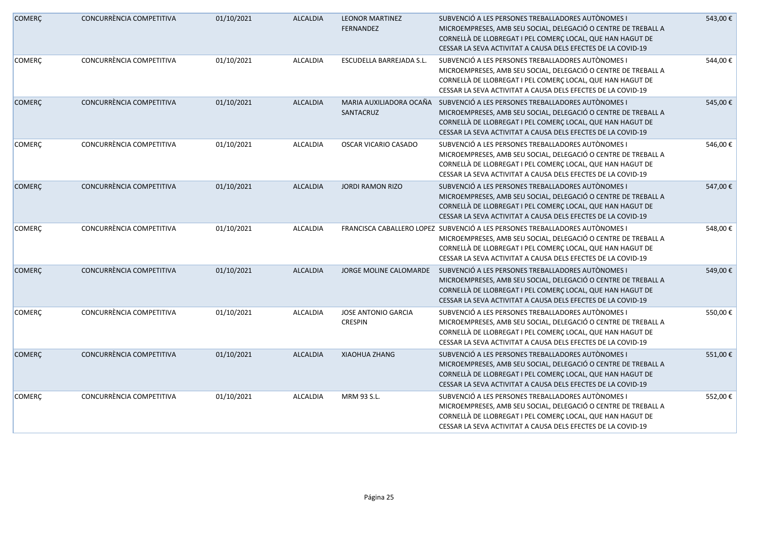| | | | | | | |
|---|---|---|---|---|---|---|
| COMERÇ | CONCURRÈNCIA COMPETITIVA | 01/10/2021 | ALCALDIA | LEONOR MARTINEZ FERNANDEZ | SUBVENCIÓ A LES PERSONES TREBALLADORES AUTÒNOMES I MICROEMPRESES, AMB SEU SOCIAL, DELEGACIÓ O CENTRE DE TREBALL A CORNELLÀ DE LLOBREGAT I PEL COMERÇ LOCAL, QUE HAN HAGUT DE CESSAR LA SEVA ACTIVITAT A CAUSA DELS EFECTES DE LA COVID-19 | 543,00 € |
| COMERÇ | CONCURRÈNCIA COMPETITIVA | 01/10/2021 | ALCALDIA | ESCUDELLA BARREJADA S.L. | SUBVENCIÓ A LES PERSONES TREBALLADORES AUTÒNOMES I MICROEMPRESES, AMB SEU SOCIAL, DELEGACIÓ O CENTRE DE TREBALL A CORNELLÀ DE LLOBREGAT I PEL COMERÇ LOCAL, QUE HAN HAGUT DE CESSAR LA SEVA ACTIVITAT A CAUSA DELS EFECTES DE LA COVID-19 | 544,00 € |
| COMERÇ | CONCURRÈNCIA COMPETITIVA | 01/10/2021 | ALCALDIA | MARIA AUXILIADORA OCAÑA SANTACRUZ | SUBVENCIÓ A LES PERSONES TREBALLADORES AUTÒNOMES I MICROEMPRESES, AMB SEU SOCIAL, DELEGACIÓ O CENTRE DE TREBALL A CORNELLÀ DE LLOBREGAT I PEL COMERÇ LOCAL, QUE HAN HAGUT DE CESSAR LA SEVA ACTIVITAT A CAUSA DELS EFECTES DE LA COVID-19 | 545,00 € |
| COMERÇ | CONCURRÈNCIA COMPETITIVA | 01/10/2021 | ALCALDIA | OSCAR VICARIO CASADO | SUBVENCIÓ A LES PERSONES TREBALLADORES AUTÒNOMES I MICROEMPRESES, AMB SEU SOCIAL, DELEGACIÓ O CENTRE DE TREBALL A CORNELLÀ DE LLOBREGAT I PEL COMERÇ LOCAL, QUE HAN HAGUT DE CESSAR LA SEVA ACTIVITAT A CAUSA DELS EFECTES DE LA COVID-19 | 546,00 € |
| COMERÇ | CONCURRÈNCIA COMPETITIVA | 01/10/2021 | ALCALDIA | JORDI RAMON RIZO | SUBVENCIÓ A LES PERSONES TREBALLADORES AUTÒNOMES I MICROEMPRESES, AMB SEU SOCIAL, DELEGACIÓ O CENTRE DE TREBALL A CORNELLÀ DE LLOBREGAT I PEL COMERÇ LOCAL, QUE HAN HAGUT DE CESSAR LA SEVA ACTIVITAT A CAUSA DELS EFECTES DE LA COVID-19 | 547,00 € |
| COMERÇ | CONCURRÈNCIA COMPETITIVA | 01/10/2021 | ALCALDIA | FRANCISCA CABALLERO LOPEZ | SUBVENCIÓ A LES PERSONES TREBALLADORES AUTÒNOMES I MICROEMPRESES, AMB SEU SOCIAL, DELEGACIÓ O CENTRE DE TREBALL A CORNELLÀ DE LLOBREGAT I PEL COMERÇ LOCAL, QUE HAN HAGUT DE CESSAR LA SEVA ACTIVITAT A CAUSA DELS EFECTES DE LA COVID-19 | 548,00 € |
| COMERÇ | CONCURRÈNCIA COMPETITIVA | 01/10/2021 | ALCALDIA | JORGE MOLINE CALOMARDE | SUBVENCIÓ A LES PERSONES TREBALLADORES AUTÒNOMES I MICROEMPRESES, AMB SEU SOCIAL, DELEGACIÓ O CENTRE DE TREBALL A CORNELLÀ DE LLOBREGAT I PEL COMERÇ LOCAL, QUE HAN HAGUT DE CESSAR LA SEVA ACTIVITAT A CAUSA DELS EFECTES DE LA COVID-19 | 549,00 € |
| COMERÇ | CONCURRÈNCIA COMPETITIVA | 01/10/2021 | ALCALDIA | JOSE ANTONIO GARCIA CRESPIN | SUBVENCIÓ A LES PERSONES TREBALLADORES AUTÒNOMES I MICROEMPRESES, AMB SEU SOCIAL, DELEGACIÓ O CENTRE DE TREBALL A CORNELLÀ DE LLOBREGAT I PEL COMERÇ LOCAL, QUE HAN HAGUT DE CESSAR LA SEVA ACTIVITAT A CAUSA DELS EFECTES DE LA COVID-19 | 550,00 € |
| COMERÇ | CONCURRÈNCIA COMPETITIVA | 01/10/2021 | ALCALDIA | XIAOHUA ZHANG | SUBVENCIÓ A LES PERSONES TREBALLADORES AUTÒNOMES I MICROEMPRESES, AMB SEU SOCIAL, DELEGACIÓ O CENTRE DE TREBALL A CORNELLÀ DE LLOBREGAT I PEL COMERÇ LOCAL, QUE HAN HAGUT DE CESSAR LA SEVA ACTIVITAT A CAUSA DELS EFECTES DE LA COVID-19 | 551,00 € |
| COMERÇ | CONCURRÈNCIA COMPETITIVA | 01/10/2021 | ALCALDIA | MRM 93 S.L. | SUBVENCIÓ A LES PERSONES TREBALLADORES AUTÒNOMES I MICROEMPRESES, AMB SEU SOCIAL, DELEGACIÓ O CENTRE DE TREBALL A CORNELLÀ DE LLOBREGAT I PEL COMERÇ LOCAL, QUE HAN HAGUT DE CESSAR LA SEVA ACTIVITAT A CAUSA DELS EFECTES DE LA COVID-19 | 552,00 € |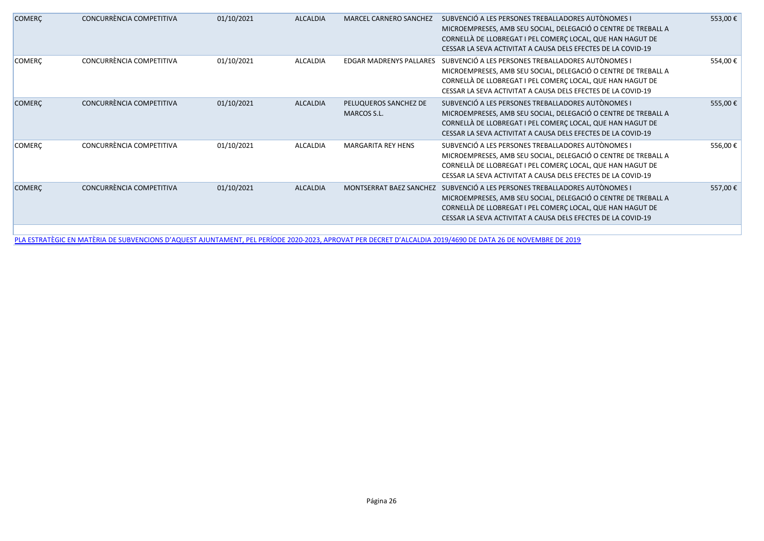| | | | | | | |
|---|---|---|---|---|---|---|
| COMERÇ | CONCURRÈNCIA COMPETITIVA | 01/10/2021 | ALCALDIA | MARCEL CARNERO SANCHEZ | SUBVENCIÓ A LES PERSONES TREBALLADORES AUTÒNOMES I MICROEMPRESES, AMB SEU SOCIAL, DELEGACIÓ O CENTRE DE TREBALL A CORNELLÀ DE LLOBREGAT I PEL COMERÇ LOCAL, QUE HAN HAGUT DE CESSAR LA SEVA ACTIVITAT A CAUSA DELS EFECTES DE LA COVID-19 | 553,00 € |
| COMERÇ | CONCURRÈNCIA COMPETITIVA | 01/10/2021 | ALCALDIA | EDGAR MADRENYS PALLARES | SUBVENCIÓ A LES PERSONES TREBALLADORES AUTÒNOMES I MICROEMPRESES, AMB SEU SOCIAL, DELEGACIÓ O CENTRE DE TREBALL A CORNELLÀ DE LLOBREGAT I PEL COMERÇ LOCAL, QUE HAN HAGUT DE CESSAR LA SEVA ACTIVITAT A CAUSA DELS EFECTES DE LA COVID-19 | 554,00 € |
| COMERÇ | CONCURRÈNCIA COMPETITIVA | 01/10/2021 | ALCALDIA | PELUQUEROS SANCHEZ DE MARCOS S.L. | SUBVENCIÓ A LES PERSONES TREBALLADORES AUTÒNOMES I MICROEMPRESES, AMB SEU SOCIAL, DELEGACIÓ O CENTRE DE TREBALL A CORNELLÀ DE LLOBREGAT I PEL COMERÇ LOCAL, QUE HAN HAGUT DE CESSAR LA SEVA ACTIVITAT A CAUSA DELS EFECTES DE LA COVID-19 | 555,00 € |
| COMERÇ | CONCURRÈNCIA COMPETITIVA | 01/10/2021 | ALCALDIA | MARGARITA REY HENS | SUBVENCIÓ A LES PERSONES TREBALLADORES AUTÒNOMES I MICROEMPRESES, AMB SEU SOCIAL, DELEGACIÓ O CENTRE DE TREBALL A CORNELLÀ DE LLOBREGAT I PEL COMERÇ LOCAL, QUE HAN HAGUT DE CESSAR LA SEVA ACTIVITAT A CAUSA DELS EFECTES DE LA COVID-19 | 556,00 € |
| COMERÇ | CONCURRÈNCIA COMPETITIVA | 01/10/2021 | ALCALDIA | MONTSERRAT BAEZ SANCHEZ | SUBVENCIÓ A LES PERSONES TREBALLADORES AUTÒNOMES I MICROEMPRESES, AMB SEU SOCIAL, DELEGACIÓ O CENTRE DE TREBALL A CORNELLÀ DE LLOBREGAT I PEL COMERÇ LOCAL, QUE HAN HAGUT DE CESSAR LA SEVA ACTIVITAT A CAUSA DELS EFECTES DE LA COVID-19 | 557,00 € |

PLA ESTRATÈGIC EN MATÈRIA DE SUBVENCIONS D'AQUEST AJUNTAMENT, PEL PERÍODE 2020-2023, APROVAT PER DECRET D'ALCALDIA 2019/4690 DE DATA 26 DE NOVEMBRE DE 2019